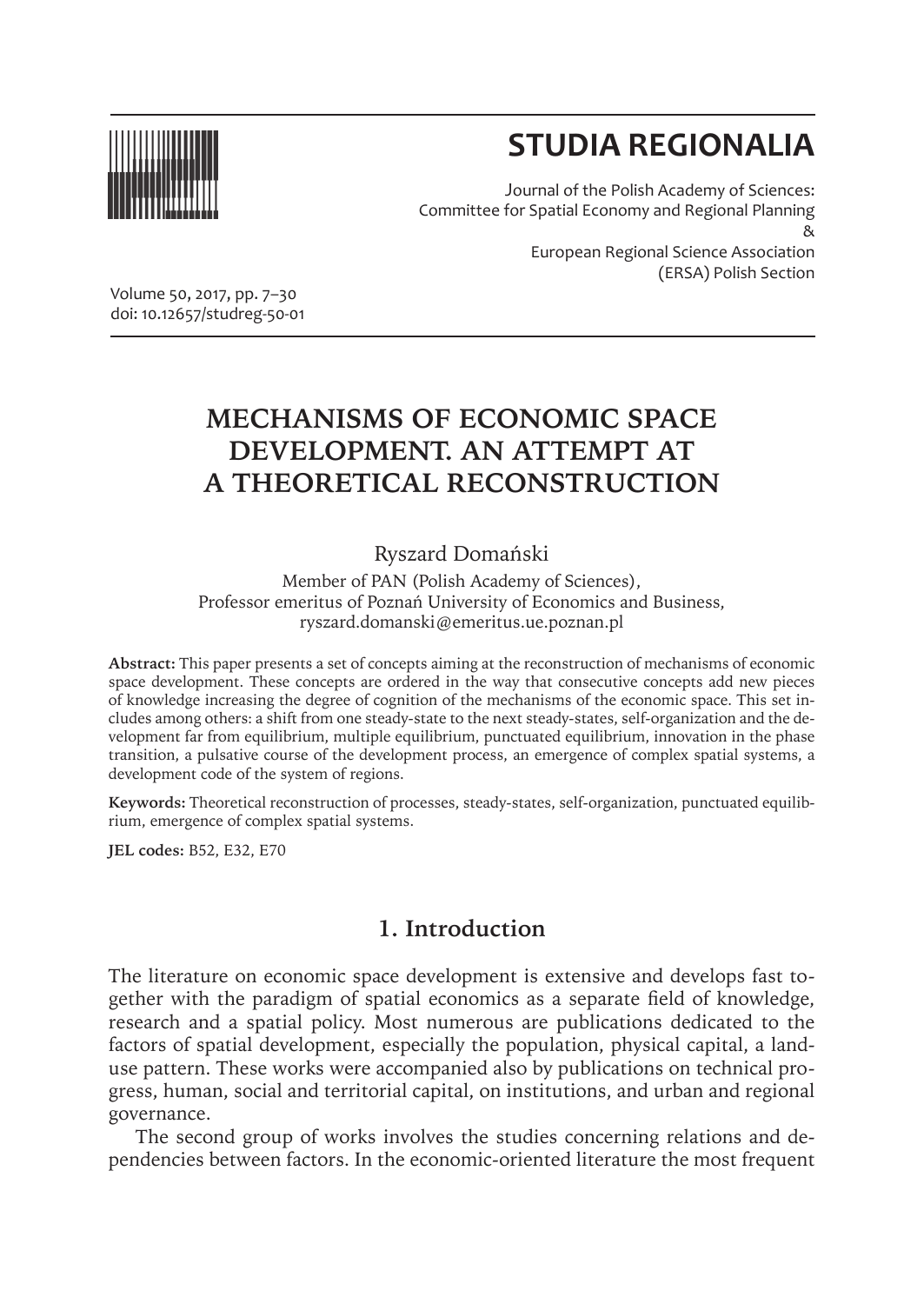# STUDIA REGIONALIA

Journal of the Polish Academy of Sciences:
Committee for Spatial Economy and Regional Planning
&
European Regional Science Association
(ERSA) Polish Section

Volume 50, 2017, pp. 7–30
doi: 10.12657/studreg-50-01

## MECHANISMS OF ECONOMIC SPACE DEVELOPMENT. AN ATTEMPT AT A THEORETICAL RECONSTRUCTION

Ryszard Domański

Member of PAN (Polish Academy of Sciences),
Professor emeritus of Poznań University of Economics and Business,
ryszard.domanski@emeritus.ue.poznan.pl

**Abstract:** This paper presents a set of concepts aiming at the reconstruction of mechanisms of economic space development. These concepts are ordered in the way that consecutive concepts add new pieces of knowledge increasing the degree of cognition of the mechanisms of the economic space. This set includes among others: a shift from one steady-state to the next steady-states, self-organization and the development far from equilibrium, multiple equilibrium, punctuated equilibrium, innovation in the phase transition, a pulsative course of the development process, an emergence of complex spatial systems, a development code of the system of regions.

**Keywords:** Theoretical reconstruction of processes, steady-states, self-organization, punctuated equilibrium, emergence of complex spatial systems.

**JEL codes:** B52, E32, E70

## 1. Introduction

The literature on economic space development is extensive and develops fast together with the paradigm of spatial economics as a separate field of knowledge, research and a spatial policy. Most numerous are publications dedicated to the factors of spatial development, especially the population, physical capital, a land-use pattern. These works were accompanied also by publications on technical progress, human, social and territorial capital, on institutions, and urban and regional governance.

The second group of works involves the studies concerning relations and dependencies between factors. In the economic-oriented literature the most frequent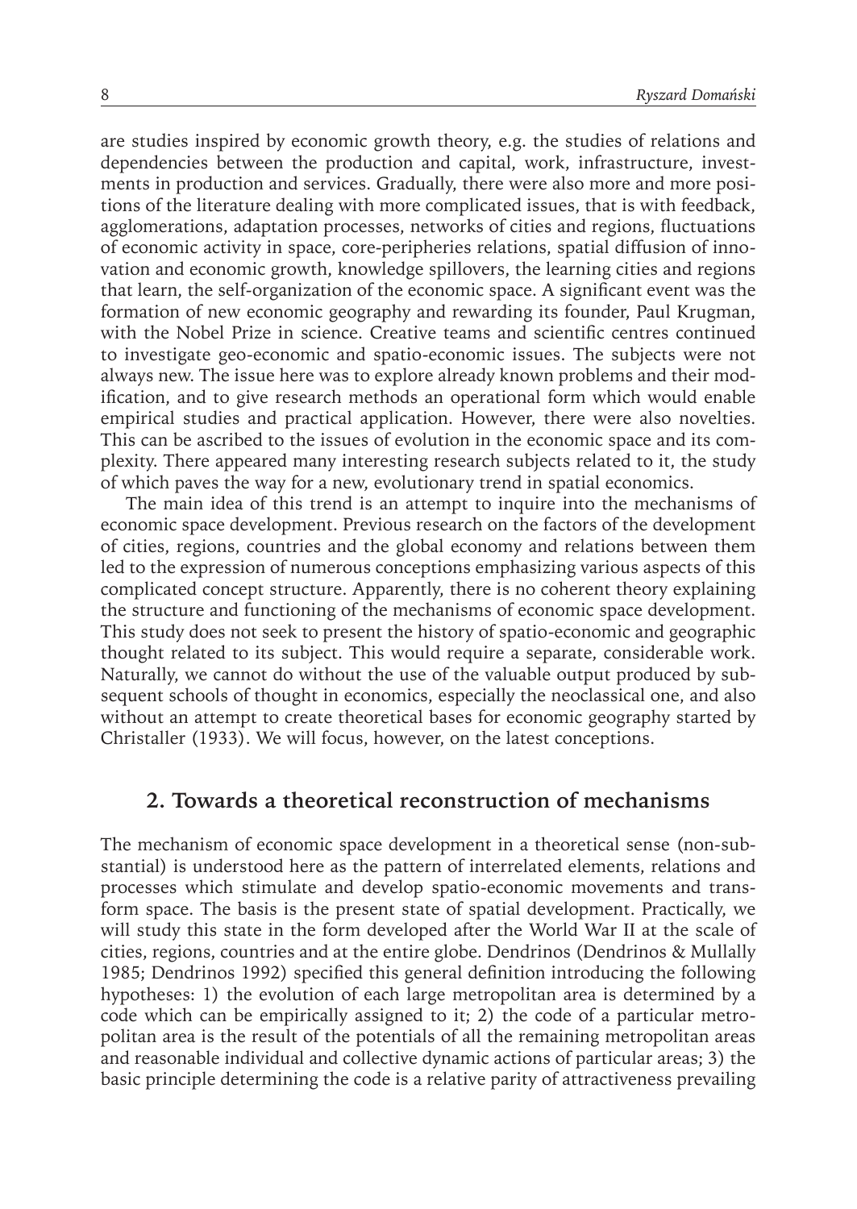are studies inspired by economic growth theory, e.g. the studies of relations and dependencies between the production and capital, work, infrastructure, investments in production and services. Gradually, there were also more and more positions of the literature dealing with more complicated issues, that is with feedback, agglomerations, adaptation processes, networks of cities and regions, fluctuations of economic activity in space, core-peripheries relations, spatial diffusion of innovation and economic growth, knowledge spillovers, the learning cities and regions that learn, the self-organization of the economic space. A significant event was the formation of new economic geography and rewarding its founder, Paul Krugman, with the Nobel Prize in science. Creative teams and scientific centres continued to investigate geo-economic and spatio-economic issues. The subjects were not always new. The issue here was to explore already known problems and their modification, and to give research methods an operational form which would enable empirical studies and practical application. However, there were also novelties. This can be ascribed to the issues of evolution in the economic space and its complexity. There appeared many interesting research subjects related to it, the study of which paves the way for a new, evolutionary trend in spatial economics.

The main idea of this trend is an attempt to inquire into the mechanisms of economic space development. Previous research on the factors of the development of cities, regions, countries and the global economy and relations between them led to the expression of numerous conceptions emphasizing various aspects of this complicated concept structure. Apparently, there is no coherent theory explaining the structure and functioning of the mechanisms of economic space development. This study does not seek to present the history of spatio-economic and geographic thought related to its subject. This would require a separate, considerable work. Naturally, we cannot do without the use of the valuable output produced by subsequent schools of thought in economics, especially the neoclassical one, and also without an attempt to create theoretical bases for economic geography started by Christaller (1933). We will focus, however, on the latest conceptions.

## 2. Towards a theoretical reconstruction of mechanisms

The mechanism of economic space development in a theoretical sense (non-substantial) is understood here as the pattern of interrelated elements, relations and processes which stimulate and develop spatio-economic movements and transform space. The basis is the present state of spatial development. Practically, we will study this state in the form developed after the World War II at the scale of cities, regions, countries and at the entire globe. Dendrinos (Dendrinos & Mullally 1985; Dendrinos 1992) specified this general definition introducing the following hypotheses: 1) the evolution of each large metropolitan area is determined by a code which can be empirically assigned to it; 2) the code of a particular metropolitan area is the result of the potentials of all the remaining metropolitan areas and reasonable individual and collective dynamic actions of particular areas; 3) the basic principle determining the code is a relative parity of attractiveness prevailing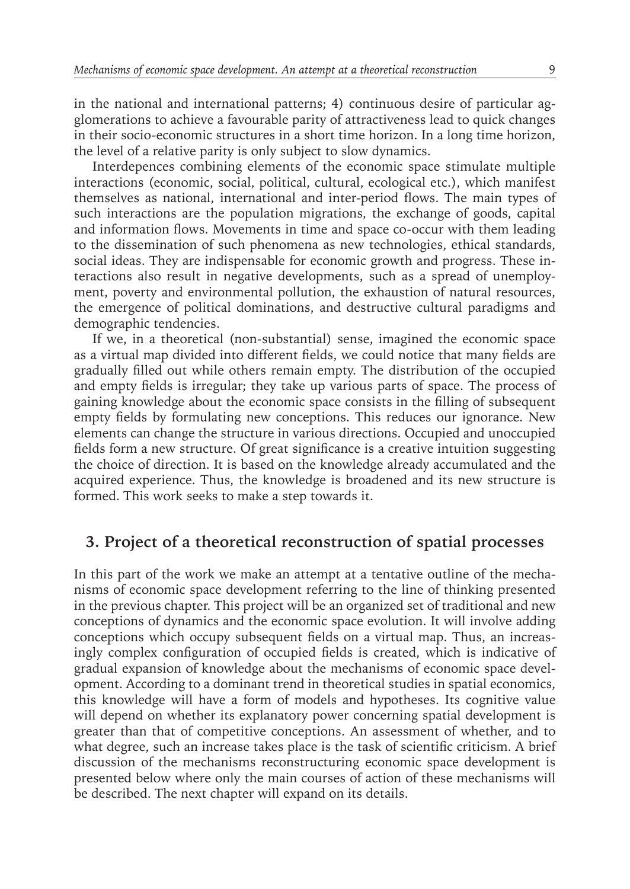in the national and international patterns; 4) continuous desire of particular agglomerations to achieve a favourable parity of attractiveness lead to quick changes in their socio-economic structures in a short time horizon. In a long time horizon, the level of a relative parity is only subject to slow dynamics.

Interdepences combining elements of the economic space stimulate multiple interactions (economic, social, political, cultural, ecological etc.), which manifest themselves as national, international and inter-period flows. The main types of such interactions are the population migrations, the exchange of goods, capital and information flows. Movements in time and space co-occur with them leading to the dissemination of such phenomena as new technologies, ethical standards, social ideas. They are indispensable for economic growth and progress. These interactions also result in negative developments, such as a spread of unemployment, poverty and environmental pollution, the exhaustion of natural resources, the emergence of political dominations, and destructive cultural paradigms and demographic tendencies.

If we, in a theoretical (non-substantial) sense, imagined the economic space as a virtual map divided into different fields, we could notice that many fields are gradually filled out while others remain empty. The distribution of the occupied and empty fields is irregular; they take up various parts of space. The process of gaining knowledge about the economic space consists in the filling of subsequent empty fields by formulating new conceptions. This reduces our ignorance. New elements can change the structure in various directions. Occupied and unoccupied fields form a new structure. Of great significance is a creative intuition suggesting the choice of direction. It is based on the knowledge already accumulated and the acquired experience. Thus, the knowledge is broadened and its new structure is formed. This work seeks to make a step towards it.

## 3. Project of a theoretical reconstruction of spatial processes

In this part of the work we make an attempt at a tentative outline of the mechanisms of economic space development referring to the line of thinking presented in the previous chapter. This project will be an organized set of traditional and new conceptions of dynamics and the economic space evolution. It will involve adding conceptions which occupy subsequent fields on a virtual map. Thus, an increasingly complex configuration of occupied fields is created, which is indicative of gradual expansion of knowledge about the mechanisms of economic space development. According to a dominant trend in theoretical studies in spatial economics, this knowledge will have a form of models and hypotheses. Its cognitive value will depend on whether its explanatory power concerning spatial development is greater than that of competitive conceptions. An assessment of whether, and to what degree, such an increase takes place is the task of scientific criticism. A brief discussion of the mechanisms reconstructuring economic space development is presented below where only the main courses of action of these mechanisms will be described. The next chapter will expand on its details.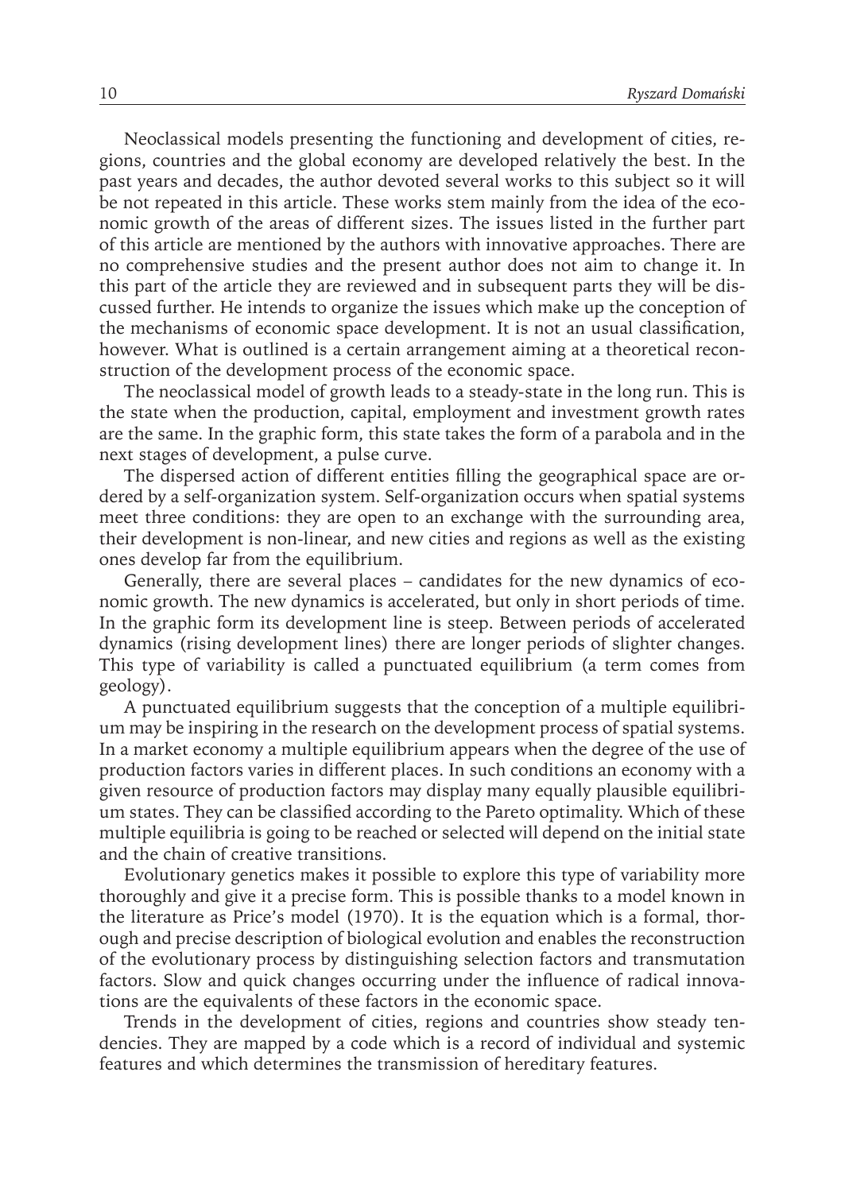Neoclassical models presenting the functioning and development of cities, regions, countries and the global economy are developed relatively the best. In the past years and decades, the author devoted several works to this subject so it will be not repeated in this article. These works stem mainly from the idea of the economic growth of the areas of different sizes. The issues listed in the further part of this article are mentioned by the authors with innovative approaches. There are no comprehensive studies and the present author does not aim to change it. In this part of the article they are reviewed and in subsequent parts they will be discussed further. He intends to organize the issues which make up the conception of the mechanisms of economic space development. It is not an usual classification, however. What is outlined is a certain arrangement aiming at a theoretical reconstruction of the development process of the economic space.

The neoclassical model of growth leads to a steady-state in the long run. This is the state when the production, capital, employment and investment growth rates are the same. In the graphic form, this state takes the form of a parabola and in the next stages of development, a pulse curve.

The dispersed action of different entities filling the geographical space are ordered by a self-organization system. Self-organization occurs when spatial systems meet three conditions: they are open to an exchange with the surrounding area, their development is non-linear, and new cities and regions as well as the existing ones develop far from the equilibrium.

Generally, there are several places – candidates for the new dynamics of economic growth. The new dynamics is accelerated, but only in short periods of time. In the graphic form its development line is steep. Between periods of accelerated dynamics (rising development lines) there are longer periods of slighter changes. This type of variability is called a punctuated equilibrium (a term comes from geology).

A punctuated equilibrium suggests that the conception of a multiple equilibrium may be inspiring in the research on the development process of spatial systems. In a market economy a multiple equilibrium appears when the degree of the use of production factors varies in different places. In such conditions an economy with a given resource of production factors may display many equally plausible equilibrium states. They can be classified according to the Pareto optimality. Which of these multiple equilibria is going to be reached or selected will depend on the initial state and the chain of creative transitions.

Evolutionary genetics makes it possible to explore this type of variability more thoroughly and give it a precise form. This is possible thanks to a model known in the literature as Price's model (1970). It is the equation which is a formal, thorough and precise description of biological evolution and enables the reconstruction of the evolutionary process by distinguishing selection factors and transmutation factors. Slow and quick changes occurring under the influence of radical innovations are the equivalents of these factors in the economic space.

Trends in the development of cities, regions and countries show steady tendencies. They are mapped by a code which is a record of individual and systemic features and which determines the transmission of hereditary features.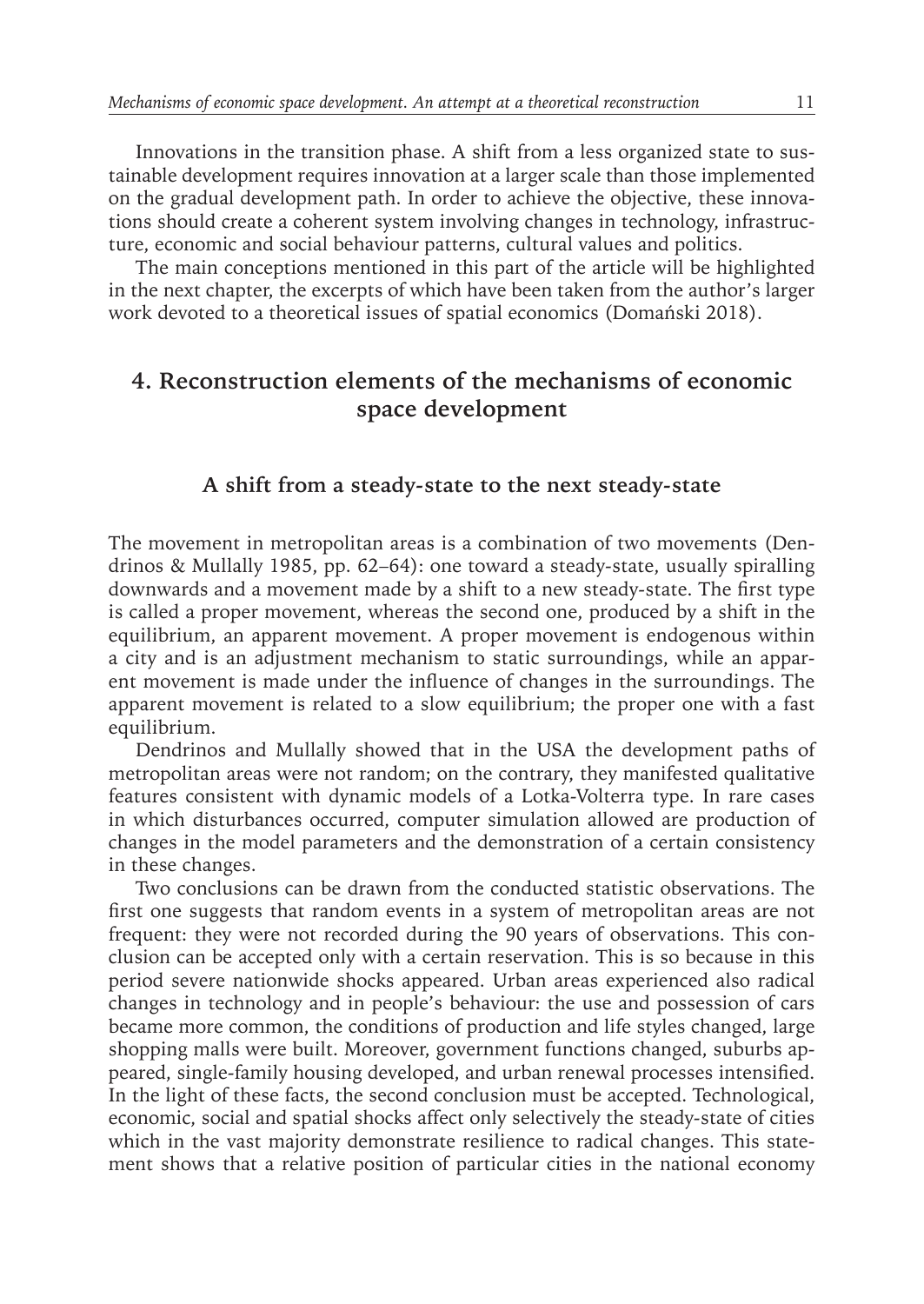Innovations in the transition phase. A shift from a less organized state to sustainable development requires innovation at a larger scale than those implemented on the gradual development path. In order to achieve the objective, these innovations should create a coherent system involving changes in technology, infrastructure, economic and social behaviour patterns, cultural values and politics.

The main conceptions mentioned in this part of the article will be highlighted in the next chapter, the excerpts of which have been taken from the author's larger work devoted to a theoretical issues of spatial economics (Domański 2018).

## 4. Reconstruction elements of the mechanisms of economic space development

### A shift from a steady-state to the next steady-state

The movement in metropolitan areas is a combination of two movements (Dendrinos & Mullally 1985, pp. 62–64): one toward a steady-state, usually spiralling downwards and a movement made by a shift to a new steady-state. The first type is called a proper movement, whereas the second one, produced by a shift in the equilibrium, an apparent movement. A proper movement is endogenous within a city and is an adjustment mechanism to static surroundings, while an apparent movement is made under the influence of changes in the surroundings. The apparent movement is related to a slow equilibrium; the proper one with a fast equilibrium.

Dendrinos and Mullally showed that in the USA the development paths of metropolitan areas were not random; on the contrary, they manifested qualitative features consistent with dynamic models of a Lotka-Volterra type. In rare cases in which disturbances occurred, computer simulation allowed are production of changes in the model parameters and the demonstration of a certain consistency in these changes.

Two conclusions can be drawn from the conducted statistic observations. The first one suggests that random events in a system of metropolitan areas are not frequent: they were not recorded during the 90 years of observations. This conclusion can be accepted only with a certain reservation. This is so because in this period severe nationwide shocks appeared. Urban areas experienced also radical changes in technology and in people's behaviour: the use and possession of cars became more common, the conditions of production and life styles changed, large shopping malls were built. Moreover, government functions changed, suburbs appeared, single-family housing developed, and urban renewal processes intensified. In the light of these facts, the second conclusion must be accepted. Technological, economic, social and spatial shocks affect only selectively the steady-state of cities which in the vast majority demonstrate resilience to radical changes. This statement shows that a relative position of particular cities in the national economy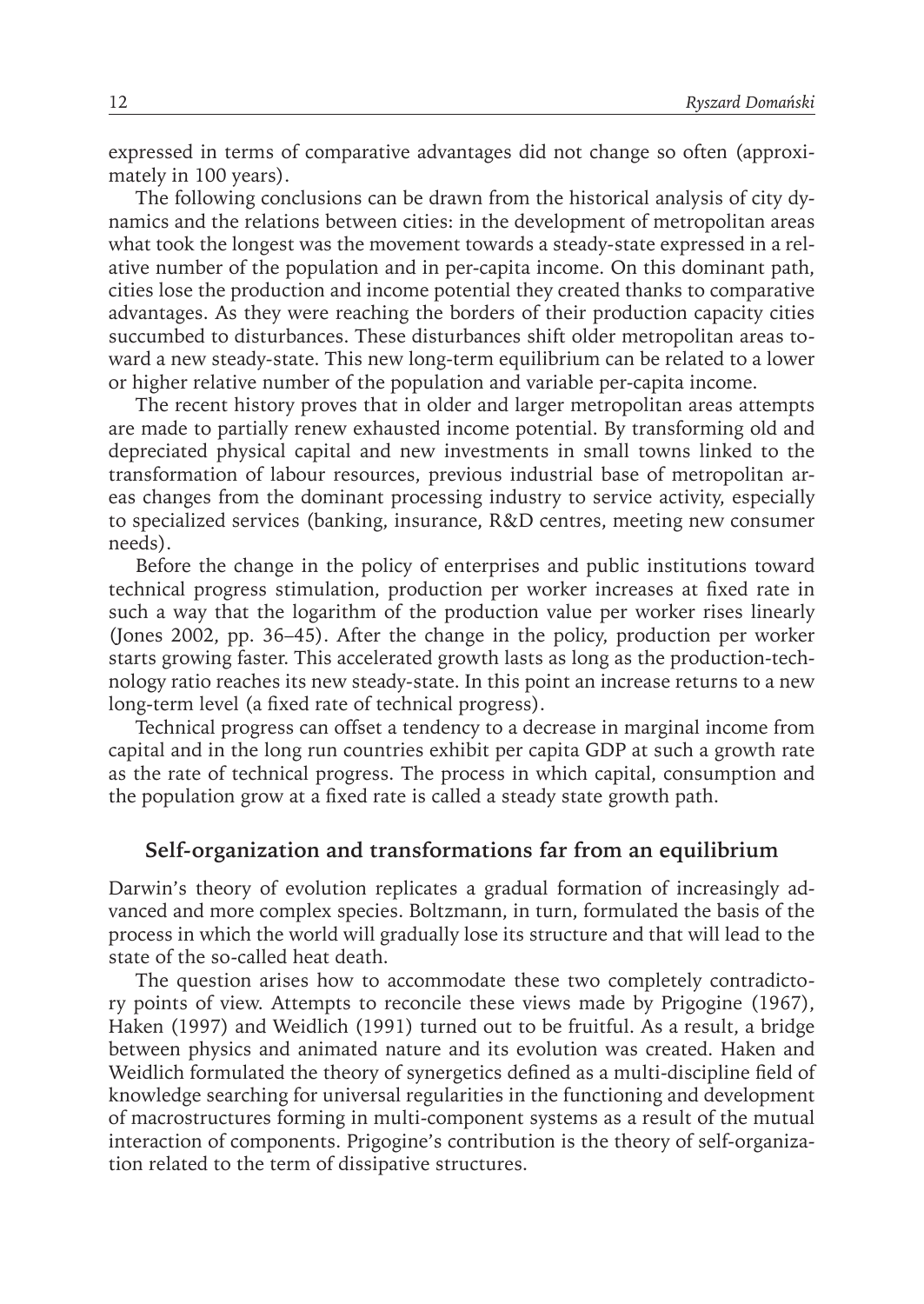expressed in terms of comparative advantages did not change so often (approximately in 100 years).

The following conclusions can be drawn from the historical analysis of city dynamics and the relations between cities: in the development of metropolitan areas what took the longest was the movement towards a steady-state expressed in a relative number of the population and in per-capita income. On this dominant path, cities lose the production and income potential they created thanks to comparative advantages. As they were reaching the borders of their production capacity cities succumbed to disturbances. These disturbances shift older metropolitan areas toward a new steady-state. This new long-term equilibrium can be related to a lower or higher relative number of the population and variable per-capita income.

The recent history proves that in older and larger metropolitan areas attempts are made to partially renew exhausted income potential. By transforming old and depreciated physical capital and new investments in small towns linked to the transformation of labour resources, previous industrial base of metropolitan areas changes from the dominant processing industry to service activity, especially to specialized services (banking, insurance, R&D centres, meeting new consumer needs).

Before the change in the policy of enterprises and public institutions toward technical progress stimulation, production per worker increases at fixed rate in such a way that the logarithm of the production value per worker rises linearly (Jones 2002, pp. 36–45). After the change in the policy, production per worker starts growing faster. This accelerated growth lasts as long as the production-technology ratio reaches its new steady-state. In this point an increase returns to a new long-term level (a fixed rate of technical progress).

Technical progress can offset a tendency to a decrease in marginal income from capital and in the long run countries exhibit per capita GDP at such a growth rate as the rate of technical progress. The process in which capital, consumption and the population grow at a fixed rate is called a steady state growth path.

## Self-organization and transformations far from an equilibrium

Darwin's theory of evolution replicates a gradual formation of increasingly advanced and more complex species. Boltzmann, in turn, formulated the basis of the process in which the world will gradually lose its structure and that will lead to the state of the so-called heat death.

The question arises how to accommodate these two completely contradictory points of view. Attempts to reconcile these views made by Prigogine (1967), Haken (1997) and Weidlich (1991) turned out to be fruitful. As a result, a bridge between physics and animated nature and its evolution was created. Haken and Weidlich formulated the theory of synergetics defined as a multi-discipline field of knowledge searching for universal regularities in the functioning and development of macrostructures forming in multi-component systems as a result of the mutual interaction of components. Prigogine's contribution is the theory of self-organization related to the term of dissipative structures.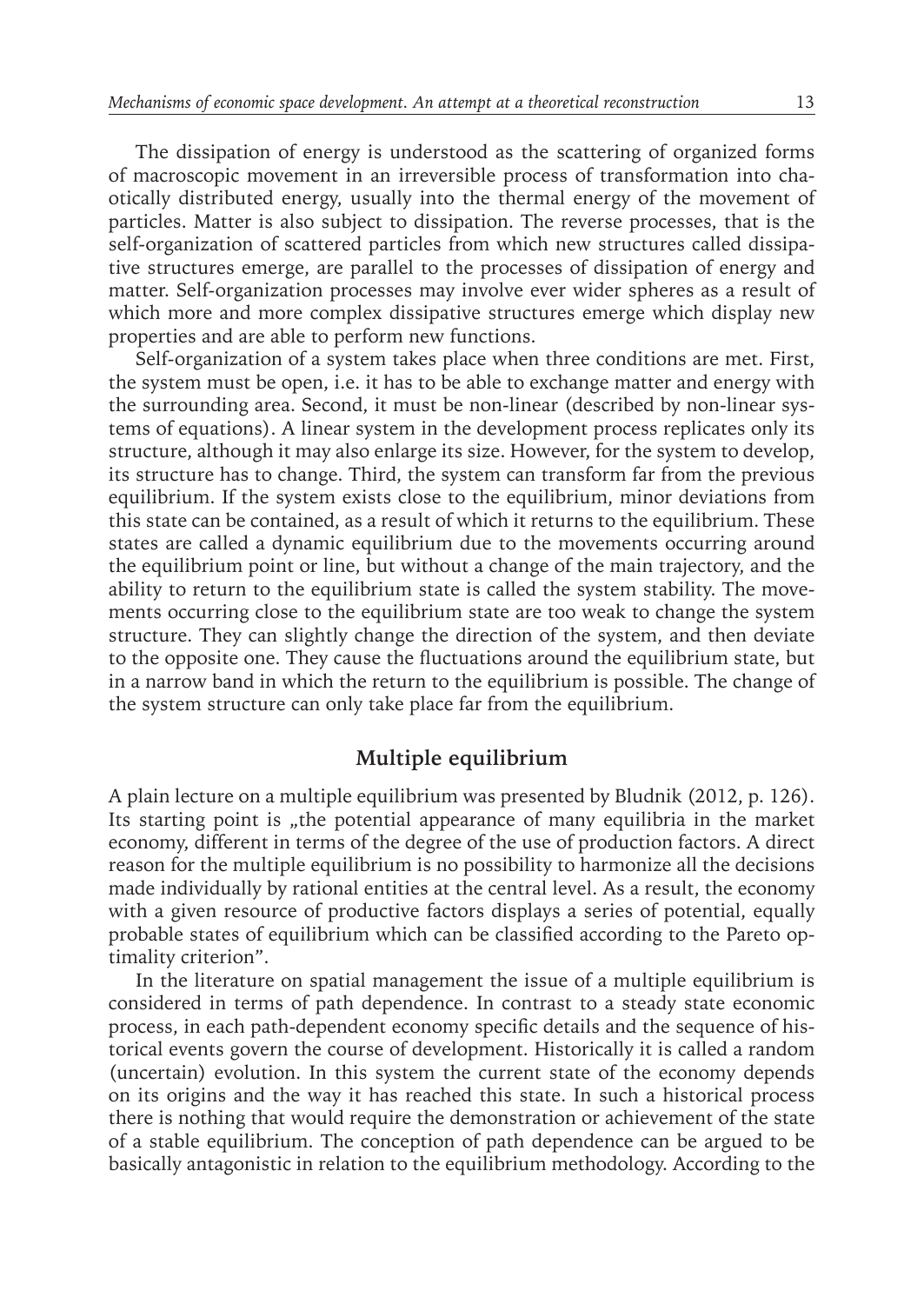The dissipation of energy is understood as the scattering of organized forms of macroscopic movement in an irreversible process of transformation into chaotically distributed energy, usually into the thermal energy of the movement of particles. Matter is also subject to dissipation. The reverse processes, that is the self-organization of scattered particles from which new structures called dissipative structures emerge, are parallel to the processes of dissipation of energy and matter. Self-organization processes may involve ever wider spheres as a result of which more and more complex dissipative structures emerge which display new properties and are able to perform new functions.

Self-organization of a system takes place when three conditions are met. First, the system must be open, i.e. it has to be able to exchange matter and energy with the surrounding area. Second, it must be non-linear (described by non-linear systems of equations). A linear system in the development process replicates only its structure, although it may also enlarge its size. However, for the system to develop, its structure has to change. Third, the system can transform far from the previous equilibrium. If the system exists close to the equilibrium, minor deviations from this state can be contained, as a result of which it returns to the equilibrium. These states are called a dynamic equilibrium due to the movements occurring around the equilibrium point or line, but without a change of the main trajectory, and the ability to return to the equilibrium state is called the system stability. The movements occurring close to the equilibrium state are too weak to change the system structure. They can slightly change the direction of the system, and then deviate to the opposite one. They cause the fluctuations around the equilibrium state, but in a narrow band in which the return to the equilibrium is possible. The change of the system structure can only take place far from the equilibrium.

## Multiple equilibrium

A plain lecture on a multiple equilibrium was presented by Bludnik (2012, p. 126). Its starting point is „the potential appearance of many equilibria in the market economy, different in terms of the degree of the use of production factors. A direct reason for the multiple equilibrium is no possibility to harmonize all the decisions made individually by rational entities at the central level. As a result, the economy with a given resource of productive factors displays a series of potential, equally probable states of equilibrium which can be classified according to the Pareto optimality criterion".

In the literature on spatial management the issue of a multiple equilibrium is considered in terms of path dependence. In contrast to a steady state economic process, in each path-dependent economy specific details and the sequence of historical events govern the course of development. Historically it is called a random (uncertain) evolution. In this system the current state of the economy depends on its origins and the way it has reached this state. In such a historical process there is nothing that would require the demonstration or achievement of the state of a stable equilibrium. The conception of path dependence can be argued to be basically antagonistic in relation to the equilibrium methodology. According to the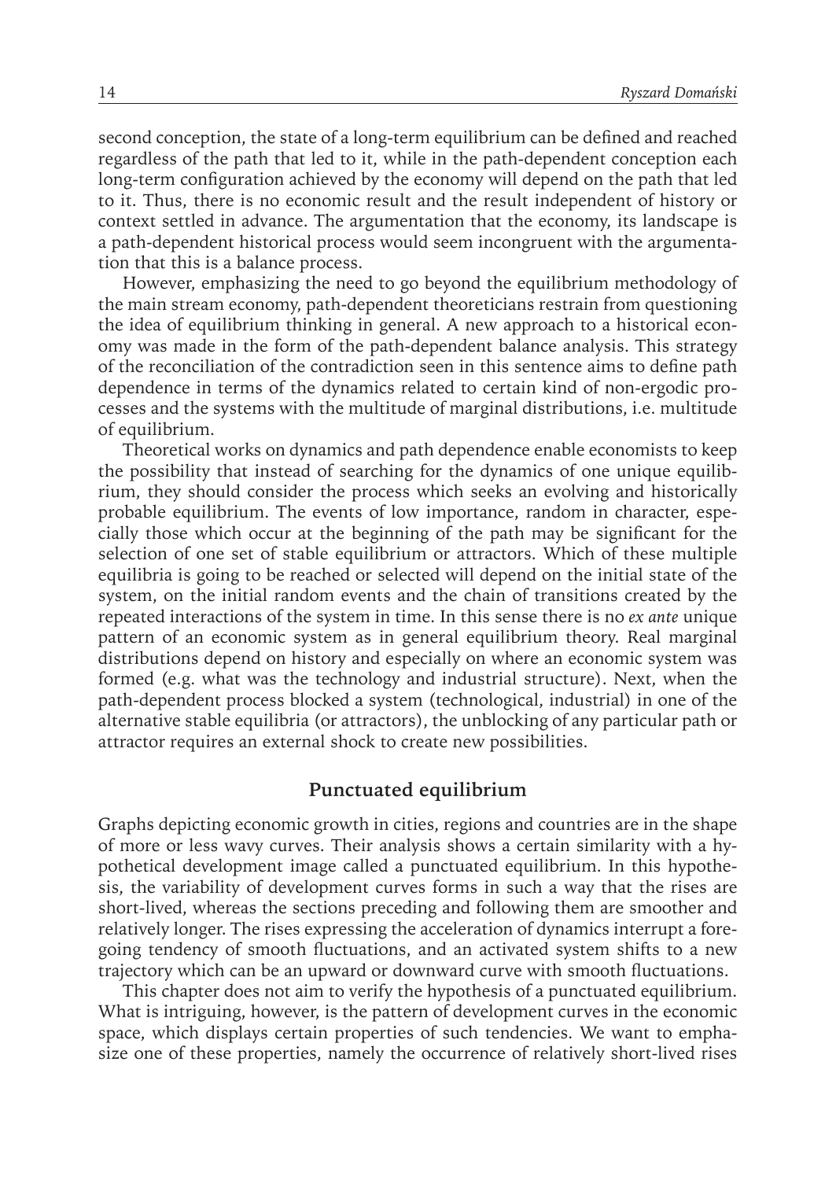second conception, the state of a long-term equilibrium can be defined and reached regardless of the path that led to it, while in the path-dependent conception each long-term configuration achieved by the economy will depend on the path that led to it. Thus, there is no economic result and the result independent of history or context settled in advance. The argumentation that the economy, its landscape is a path-dependent historical process would seem incongruent with the argumentation that this is a balance process.

However, emphasizing the need to go beyond the equilibrium methodology of the main stream economy, path-dependent theoreticians restrain from questioning the idea of equilibrium thinking in general. A new approach to a historical economy was made in the form of the path-dependent balance analysis. This strategy of the reconciliation of the contradiction seen in this sentence aims to define path dependence in terms of the dynamics related to certain kind of non-ergodic processes and the systems with the multitude of marginal distributions, i.e. multitude of equilibrium.

Theoretical works on dynamics and path dependence enable economists to keep the possibility that instead of searching for the dynamics of one unique equilibrium, they should consider the process which seeks an evolving and historically probable equilibrium. The events of low importance, random in character, especially those which occur at the beginning of the path may be significant for the selection of one set of stable equilibrium or attractors. Which of these multiple equilibria is going to be reached or selected will depend on the initial state of the system, on the initial random events and the chain of transitions created by the repeated interactions of the system in time. In this sense there is no *ex ante* unique pattern of an economic system as in general equilibrium theory. Real marginal distributions depend on history and especially on where an economic system was formed (e.g. what was the technology and industrial structure). Next, when the path-dependent process blocked a system (technological, industrial) in one of the alternative stable equilibria (or attractors), the unblocking of any particular path or attractor requires an external shock to create new possibilities.

## Punctuated equilibrium

Graphs depicting economic growth in cities, regions and countries are in the shape of more or less wavy curves. Their analysis shows a certain similarity with a hypothetical development image called a punctuated equilibrium. In this hypothesis, the variability of development curves forms in such a way that the rises are short-lived, whereas the sections preceding and following them are smoother and relatively longer. The rises expressing the acceleration of dynamics interrupt a foregoing tendency of smooth fluctuations, and an activated system shifts to a new trajectory which can be an upward or downward curve with smooth fluctuations.

This chapter does not aim to verify the hypothesis of a punctuated equilibrium. What is intriguing, however, is the pattern of development curves in the economic space, which displays certain properties of such tendencies. We want to emphasize one of these properties, namely the occurrence of relatively short-lived rises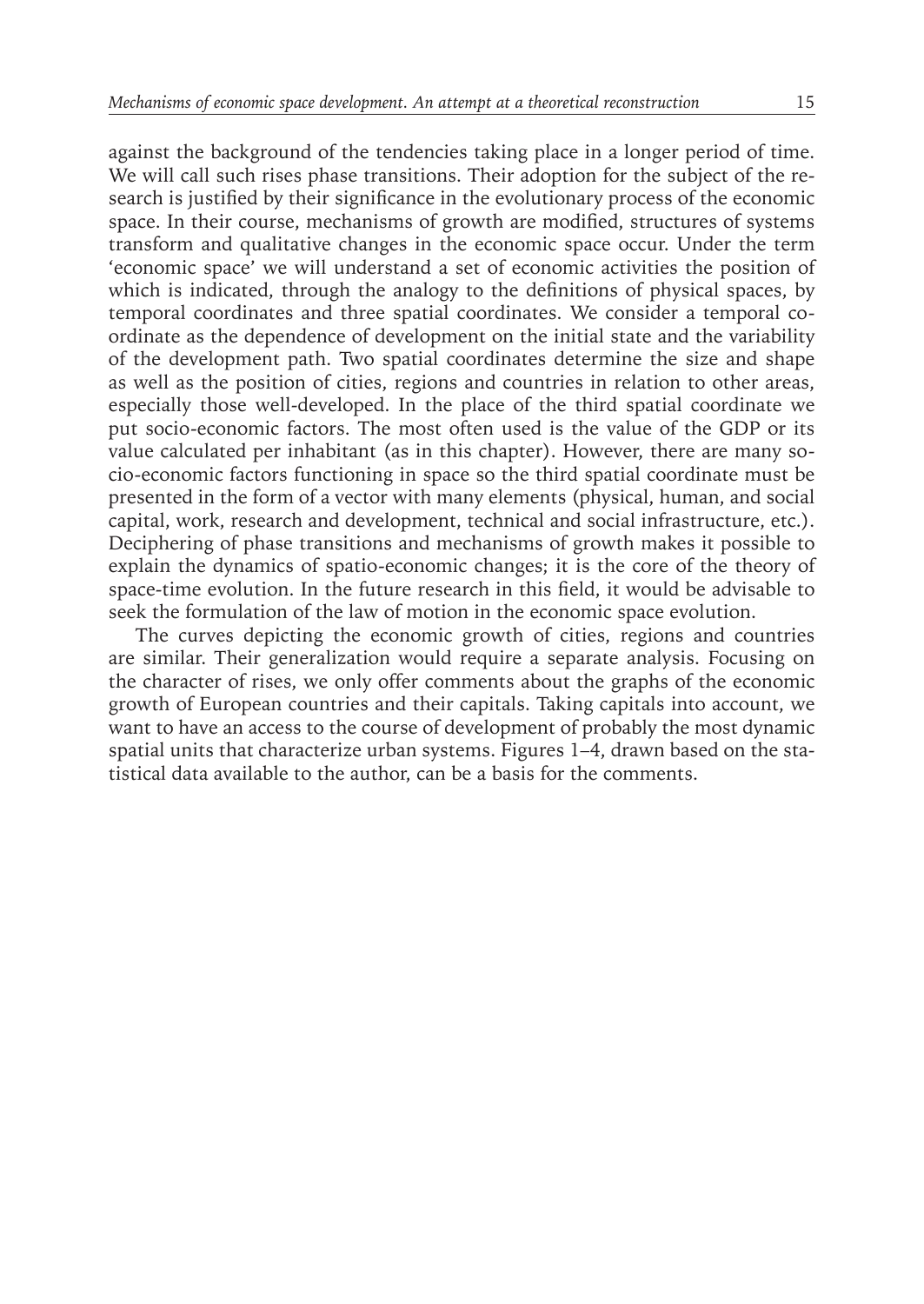against the background of the tendencies taking place in a longer period of time. We will call such rises phase transitions. Their adoption for the subject of the research is justified by their significance in the evolutionary process of the economic space. In their course, mechanisms of growth are modified, structures of systems transform and qualitative changes in the economic space occur. Under the term 'economic space' we will understand a set of economic activities the position of which is indicated, through the analogy to the definitions of physical spaces, by temporal coordinates and three spatial coordinates. We consider a temporal coordinate as the dependence of development on the initial state and the variability of the development path. Two spatial coordinates determine the size and shape as well as the position of cities, regions and countries in relation to other areas, especially those well-developed. In the place of the third spatial coordinate we put socio-economic factors. The most often used is the value of the GDP or its value calculated per inhabitant (as in this chapter). However, there are many socio-economic factors functioning in space so the third spatial coordinate must be presented in the form of a vector with many elements (physical, human, and social capital, work, research and development, technical and social infrastructure, etc.). Deciphering of phase transitions and mechanisms of growth makes it possible to explain the dynamics of spatio-economic changes; it is the core of the theory of space-time evolution. In the future research in this field, it would be advisable to seek the formulation of the law of motion in the economic space evolution.

The curves depicting the economic growth of cities, regions and countries are similar. Their generalization would require a separate analysis. Focusing on the character of rises, we only offer comments about the graphs of the economic growth of European countries and their capitals. Taking capitals into account, we want to have an access to the course of development of probably the most dynamic spatial units that characterize urban systems. Figures 1–4, drawn based on the statistical data available to the author, can be a basis for the comments.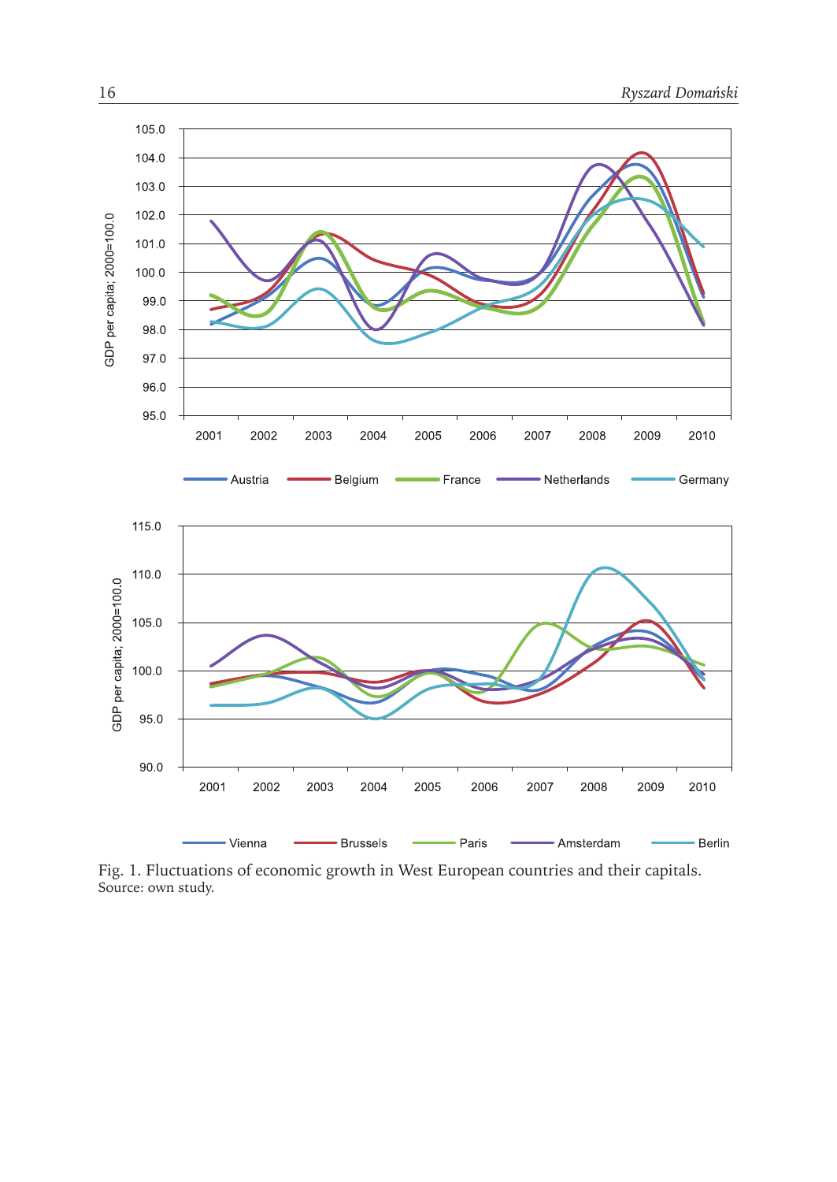Fig. 1. Fluctuations of economic growth in West European countries and their capitals.
Source: own study.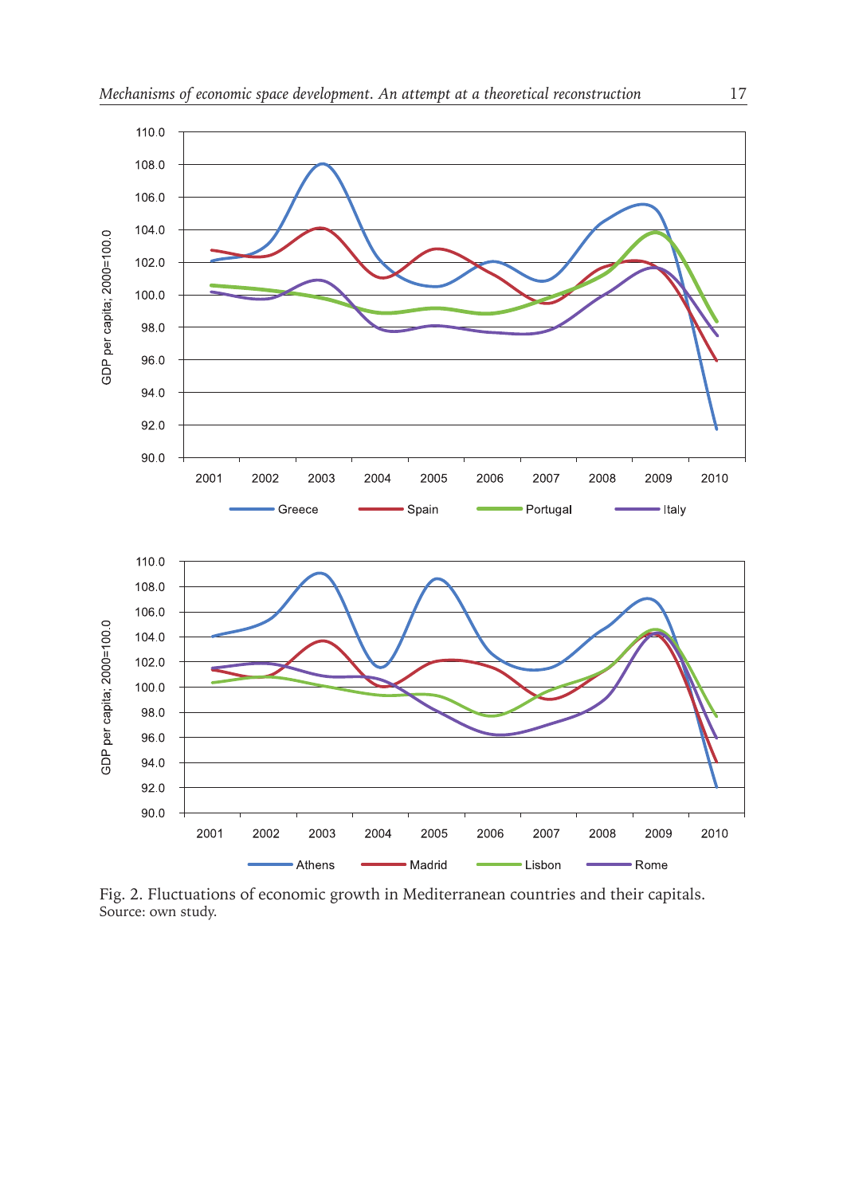Fig. 2. Fluctuations of economic growth in Mediterranean countries and their capitals.
Source: own study.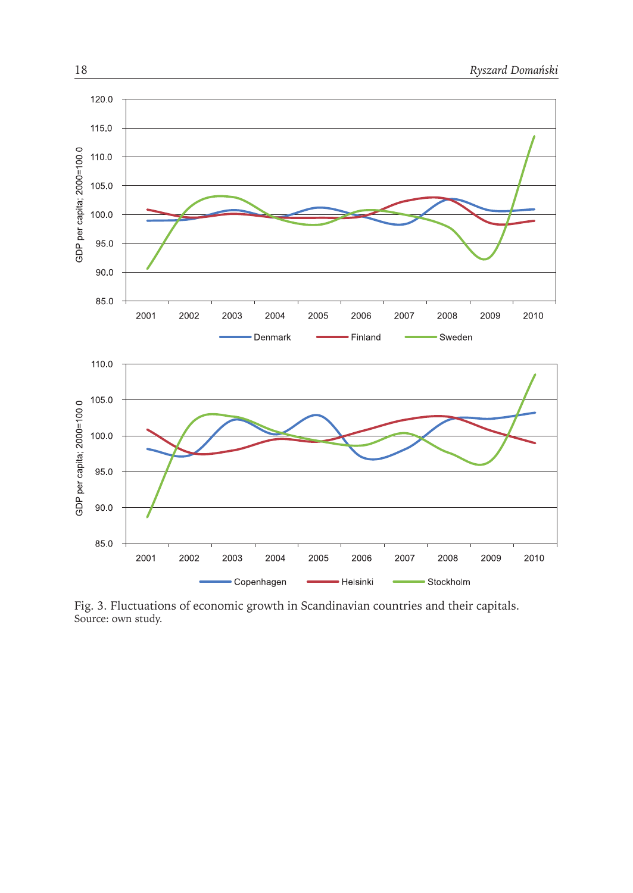Fig. 3. Fluctuations of economic growth in Scandinavian countries and their capitals.
Source: own study.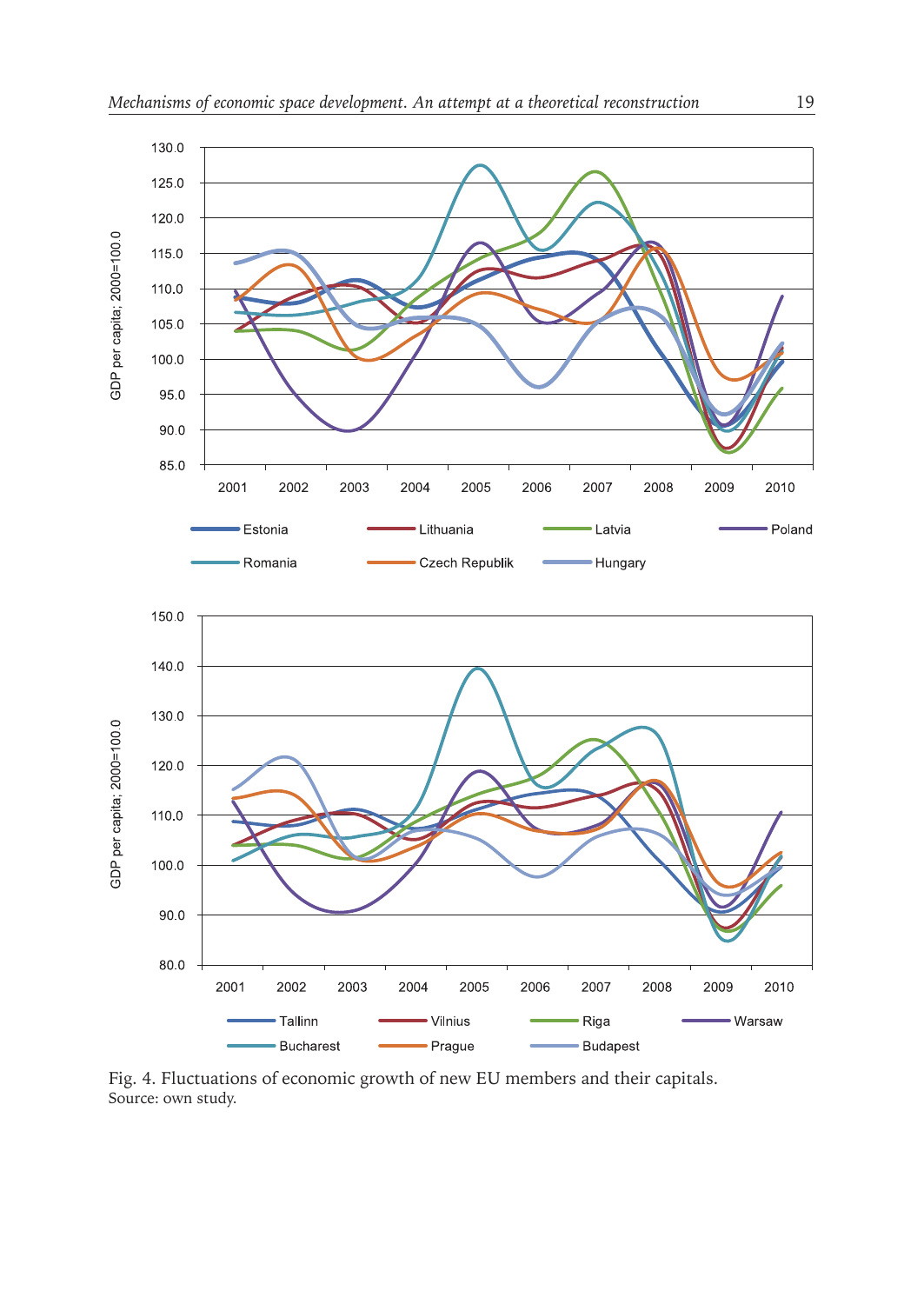Fig. 4. Fluctuations of economic growth of new EU members and their capitals.
Source: own study.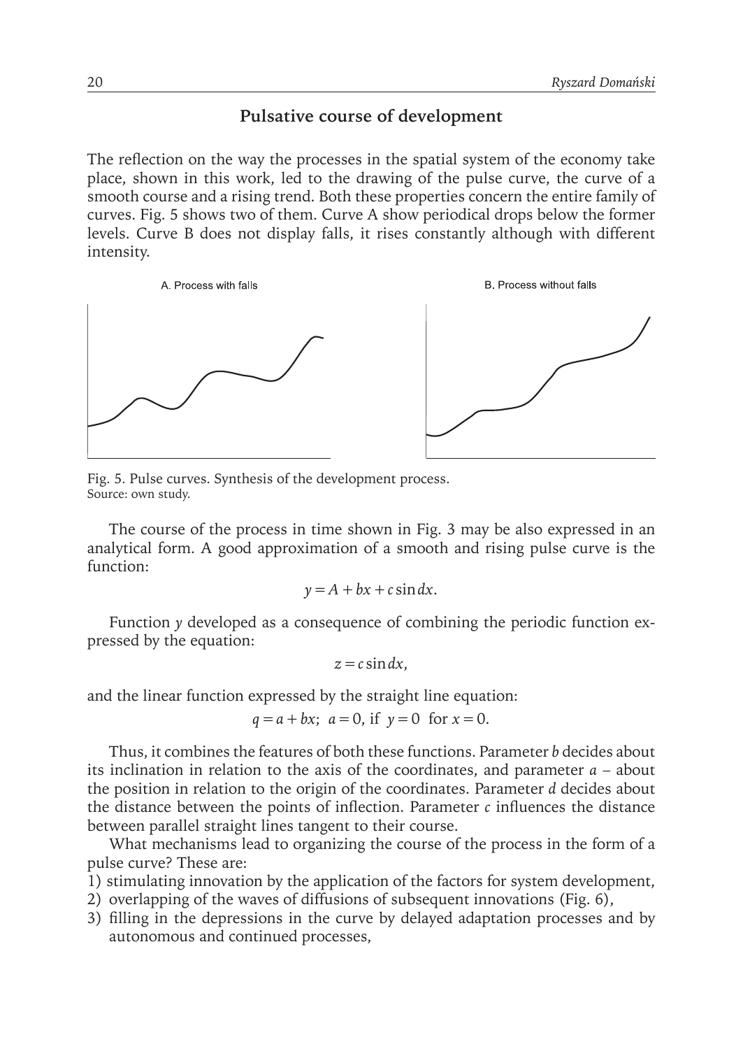## Pulsative course of development

The reflection on the way the processes in the spatial system of the economy take place, shown in this work, led to the drawing of the pulse curve, the curve of a smooth course and a rising trend. Both these properties concern the entire family of curves. Fig. 5 shows two of them. Curve A show periodical drops below the former levels. Curve B does not display falls, it rises constantly although with different intensity.

A. Process with falls

B. Process without falls

Fig. 5. Pulse curves. Synthesis of the development process.
Source: own study.

The course of the process in time shown in Fig. 3 may be also expressed in an analytical form. A good approximation of a smooth and rising pulse curve is the function:

$$y = A + bx + c \sin dx.$$

Function $y$ developed as a consequence of combining the periodic function expressed by the equation:

$$z = c \sin dx,$$

and the linear function expressed by the straight line equation:

$$q = a + bx;\ \ a = 0, \text{ if } \ y = 0 \ \text{ for } x = 0.$$

Thus, it combines the features of both these functions. Parameter $b$ decides about its inclination in relation to the axis of the coordinates, and parameter $a$ – about the position in relation to the origin of the coordinates. Parameter $d$ decides about the distance between the points of inflection. Parameter $c$ influences the distance between parallel straight lines tangent to their course.

What mechanisms lead to organizing the course of the process in the form of a pulse curve? These are:

1) stimulating innovation by the application of the factors for system development,
2) overlapping of the waves of diffusions of subsequent innovations (Fig. 6),
3) filling in the depressions in the curve by delayed adaptation processes and by autonomous and continued processes,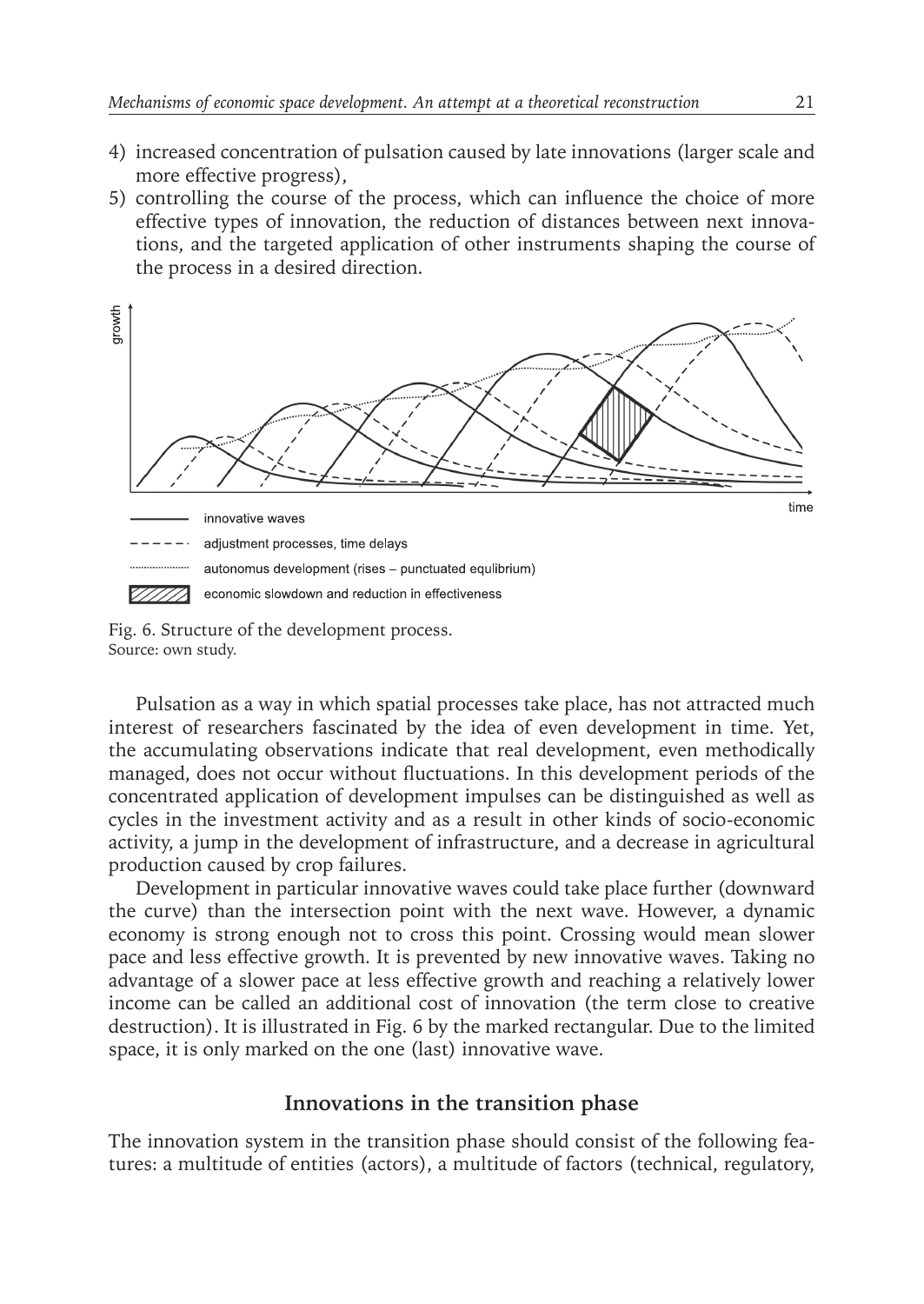4) increased concentration of pulsation caused by late innovations (larger scale and more effective progress),
5) controlling the course of the process, which can influence the choice of more effective types of innovation, the reduction of distances between next innovations, and the targeted application of other instruments shaping the course of the process in a desired direction.

Fig. 6. Structure of the development process.
Source: own study.

Pulsation as a way in which spatial processes take place, has not attracted much interest of researchers fascinated by the idea of even development in time. Yet, the accumulating observations indicate that real development, even methodically managed, does not occur without fluctuations. In this development periods of the concentrated application of development impulses can be distinguished as well as cycles in the investment activity and as a result in other kinds of socio-economic activity, a jump in the development of infrastructure, and a decrease in agricultural production caused by crop failures.

Development in particular innovative waves could take place further (downward the curve) than the intersection point with the next wave. However, a dynamic economy is strong enough not to cross this point. Crossing would mean slower pace and less effective growth. It is prevented by new innovative waves. Taking no advantage of a slower pace at less effective growth and reaching a relatively lower income can be called an additional cost of innovation (the term close to creative destruction). It is illustrated in Fig. 6 by the marked rectangular. Due to the limited space, it is only marked on the one (last) innovative wave.

## Innovations in the transition phase

The innovation system in the transition phase should consist of the following features: a multitude of entities (actors), a multitude of factors (technical, regulatory,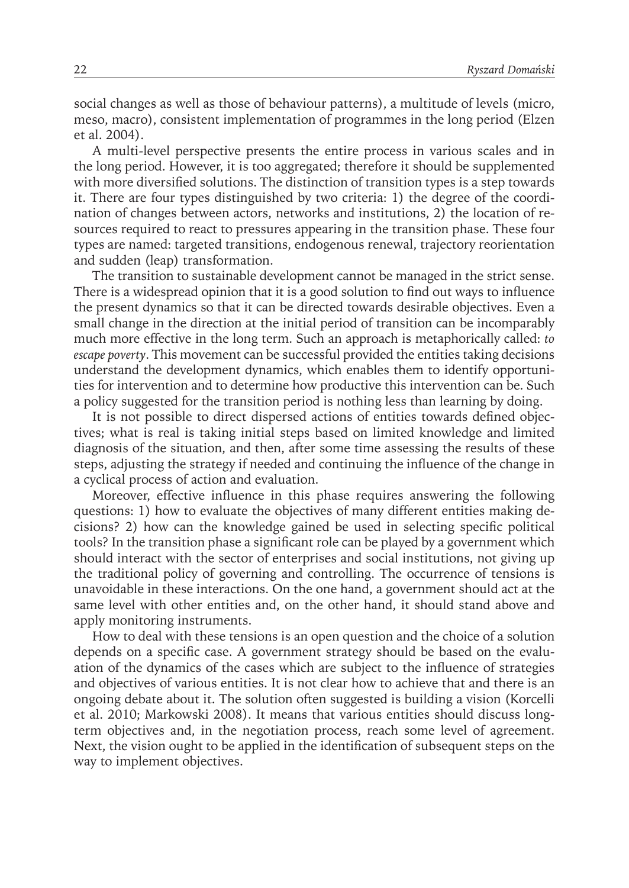social changes as well as those of behaviour patterns), a multitude of levels (micro, meso, macro), consistent implementation of programmes in the long period (Elzen et al. 2004).

A multi-level perspective presents the entire process in various scales and in the long period. However, it is too aggregated; therefore it should be supplemented with more diversified solutions. The distinction of transition types is a step towards it. There are four types distinguished by two criteria: 1) the degree of the coordination of changes between actors, networks and institutions, 2) the location of resources required to react to pressures appearing in the transition phase. These four types are named: targeted transitions, endogenous renewal, trajectory reorientation and sudden (leap) transformation.

The transition to sustainable development cannot be managed in the strict sense. There is a widespread opinion that it is a good solution to find out ways to influence the present dynamics so that it can be directed towards desirable objectives. Even a small change in the direction at the initial period of transition can be incomparably much more effective in the long term. Such an approach is metaphorically called: *to escape poverty*. This movement can be successful provided the entities taking decisions understand the development dynamics, which enables them to identify opportunities for intervention and to determine how productive this intervention can be. Such a policy suggested for the transition period is nothing less than learning by doing.

It is not possible to direct dispersed actions of entities towards defined objectives; what is real is taking initial steps based on limited knowledge and limited diagnosis of the situation, and then, after some time assessing the results of these steps, adjusting the strategy if needed and continuing the influence of the change in a cyclical process of action and evaluation.

Moreover, effective influence in this phase requires answering the following questions: 1) how to evaluate the objectives of many different entities making decisions? 2) how can the knowledge gained be used in selecting specific political tools? In the transition phase a significant role can be played by a government which should interact with the sector of enterprises and social institutions, not giving up the traditional policy of governing and controlling. The occurrence of tensions is unavoidable in these interactions. On the one hand, a government should act at the same level with other entities and, on the other hand, it should stand above and apply monitoring instruments.

How to deal with these tensions is an open question and the choice of a solution depends on a specific case. A government strategy should be based on the evaluation of the dynamics of the cases which are subject to the influence of strategies and objectives of various entities. It is not clear how to achieve that and there is an ongoing debate about it. The solution often suggested is building a vision (Korcelli et al. 2010; Markowski 2008). It means that various entities should discuss long-term objectives and, in the negotiation process, reach some level of agreement. Next, the vision ought to be applied in the identification of subsequent steps on the way to implement objectives.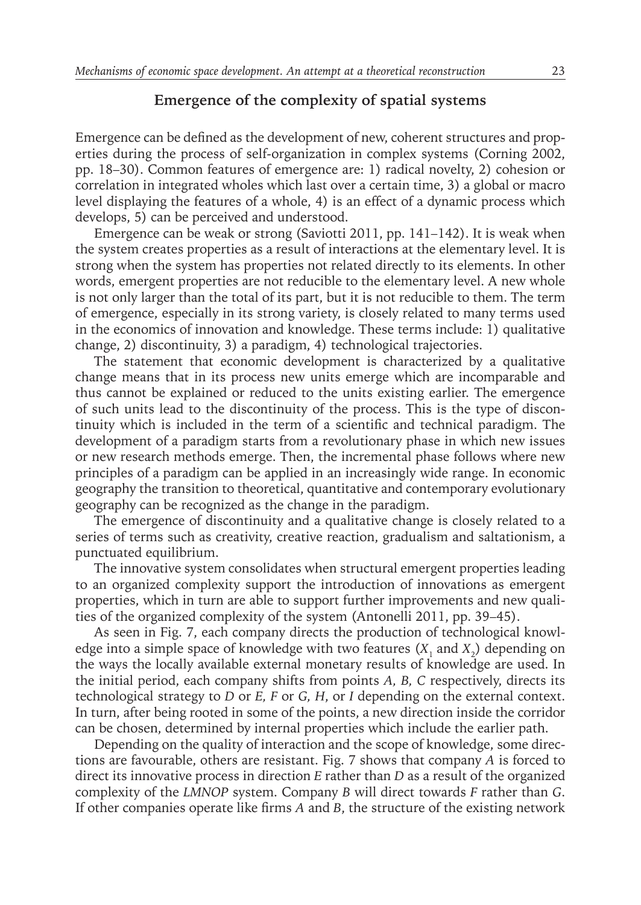## Emergence of the complexity of spatial systems

Emergence can be defined as the development of new, coherent structures and properties during the process of self-organization in complex systems (Corning 2002, pp. 18–30). Common features of emergence are: 1) radical novelty, 2) cohesion or correlation in integrated wholes which last over a certain time, 3) a global or macro level displaying the features of a whole, 4) is an effect of a dynamic process which develops, 5) can be perceived and understood.

Emergence can be weak or strong (Saviotti 2011, pp. 141–142). It is weak when the system creates properties as a result of interactions at the elementary level. It is strong when the system has properties not related directly to its elements. In other words, emergent properties are not reducible to the elementary level. A new whole is not only larger than the total of its part, but it is not reducible to them. The term of emergence, especially in its strong variety, is closely related to many terms used in the economics of innovation and knowledge. These terms include: 1) qualitative change, 2) discontinuity, 3) a paradigm, 4) technological trajectories.

The statement that economic development is characterized by a qualitative change means that in its process new units emerge which are incomparable and thus cannot be explained or reduced to the units existing earlier. The emergence of such units lead to the discontinuity of the process. This is the type of discontinuity which is included in the term of a scientific and technical paradigm. The development of a paradigm starts from a revolutionary phase in which new issues or new research methods emerge. Then, the incremental phase follows where new principles of a paradigm can be applied in an increasingly wide range. In economic geography the transition to theoretical, quantitative and contemporary evolutionary geography can be recognized as the change in the paradigm.

The emergence of discontinuity and a qualitative change is closely related to a series of terms such as creativity, creative reaction, gradualism and saltationism, a punctuated equilibrium.

The innovative system consolidates when structural emergent properties leading to an organized complexity support the introduction of innovations as emergent properties, which in turn are able to support further improvements and new qualities of the organized complexity of the system (Antonelli 2011, pp. 39–45).

As seen in Fig. 7, each company directs the production of technological knowledge into a simple space of knowledge with two features ($X_1$ and $X_2$) depending on the ways the locally available external monetary results of knowledge are used. In the initial period, each company shifts from points *A, B, C* respectively, directs its technological strategy to *D* or *E, F* or *G, H*, or *I* depending on the external context. In turn, after being rooted in some of the points, a new direction inside the corridor can be chosen, determined by internal properties which include the earlier path.

Depending on the quality of interaction and the scope of knowledge, some directions are favourable, others are resistant. Fig. 7 shows that company *A* is forced to direct its innovative process in direction *E* rather than *D* as a result of the organized complexity of the *LMNOP* system. Company *B* will direct towards *F* rather than *G*. If other companies operate like firms *A* and *B*, the structure of the existing network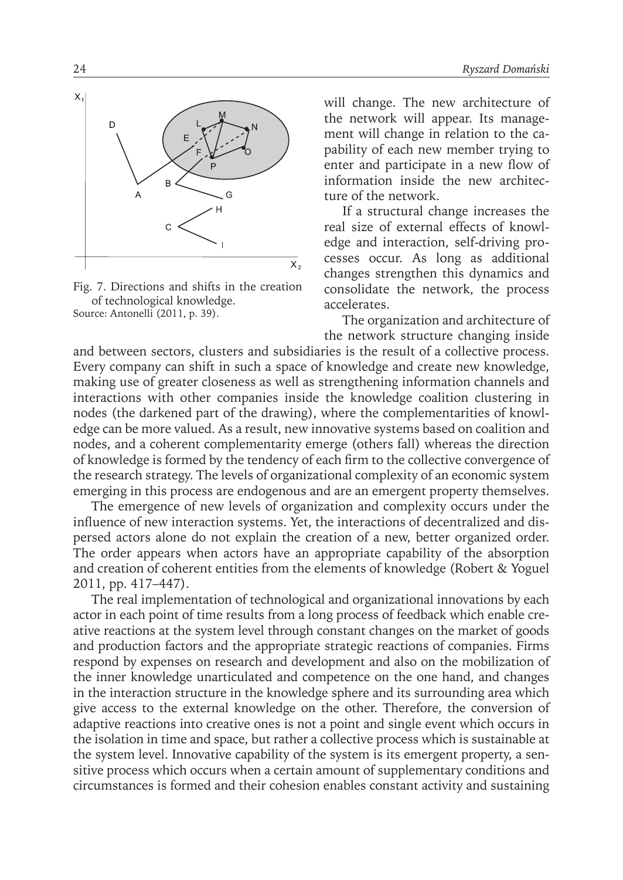Fig. 7. Directions and shifts in the creation of technological knowledge.
Source: Antonelli (2011, p. 39).

will change. The new architecture of the network will appear. Its management will change in relation to the capability of each new member trying to enter and participate in a new flow of information inside the new architecture of the network.

If a structural change increases the real size of external effects of knowledge and interaction, self-driving processes occur. As long as additional changes strengthen this dynamics and consolidate the network, the process accelerates.

The organization and architecture of the network structure changing inside and between sectors, clusters and subsidiaries is the result of a collective process. Every company can shift in such a space of knowledge and create new knowledge, making use of greater closeness as well as strengthening information channels and interactions with other companies inside the knowledge coalition clustering in nodes (the darkened part of the drawing), where the complementarities of knowledge can be more valued. As a result, new innovative systems based on coalition and nodes, and a coherent complementarity emerge (others fall) whereas the direction of knowledge is formed by the tendency of each firm to the collective convergence of the research strategy. The levels of organizational complexity of an economic system emerging in this process are endogenous and are an emergent property themselves.

The emergence of new levels of organization and complexity occurs under the influence of new interaction systems. Yet, the interactions of decentralized and dispersed actors alone do not explain the creation of a new, better organized order. The order appears when actors have an appropriate capability of the absorption and creation of coherent entities from the elements of knowledge (Robert & Yoguel 2011, pp. 417–447).

The real implementation of technological and organizational innovations by each actor in each point of time results from a long process of feedback which enable creative reactions at the system level through constant changes on the market of goods and production factors and the appropriate strategic reactions of companies. Firms respond by expenses on research and development and also on the mobilization of the inner knowledge unarticulated and competence on the one hand, and changes in the interaction structure in the knowledge sphere and its surrounding area which give access to the external knowledge on the other. Therefore, the conversion of adaptive reactions into creative ones is not a point and single event which occurs in the isolation in time and space, but rather a collective process which is sustainable at the system level. Innovative capability of the system is its emergent property, a sensitive process which occurs when a certain amount of supplementary conditions and circumstances is formed and their cohesion enables constant activity and sustaining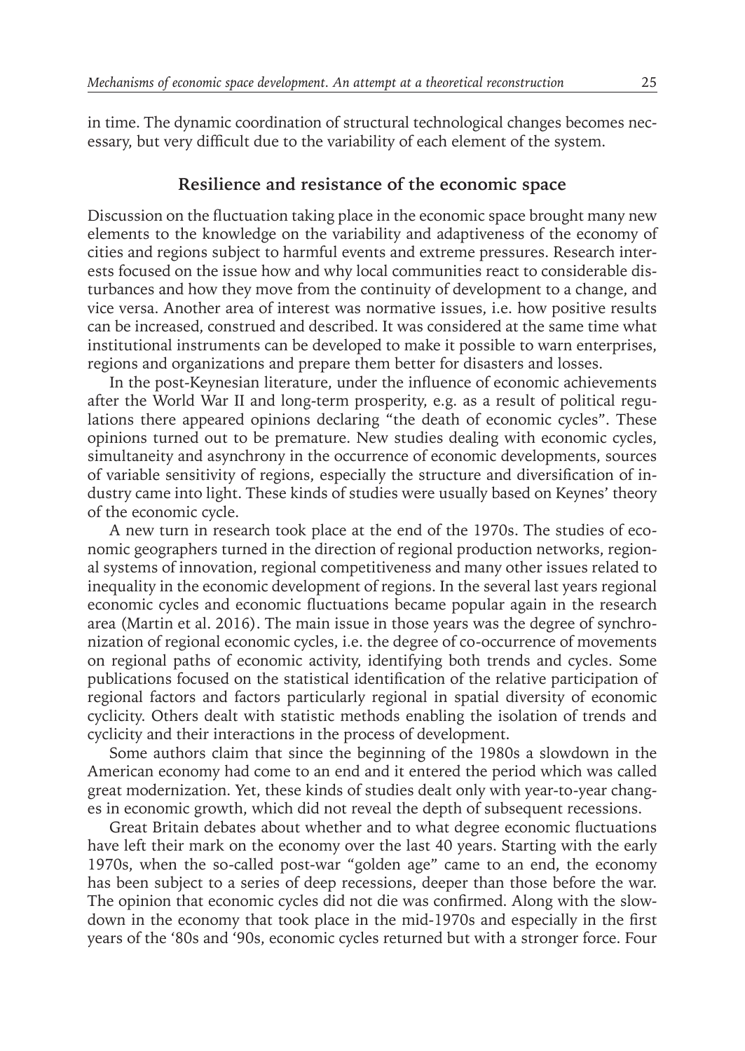in time. The dynamic coordination of structural technological changes becomes necessary, but very difficult due to the variability of each element of the system.

## Resilience and resistance of the economic space

Discussion on the fluctuation taking place in the economic space brought many new elements to the knowledge on the variability and adaptiveness of the economy of cities and regions subject to harmful events and extreme pressures. Research interests focused on the issue how and why local communities react to considerable disturbances and how they move from the continuity of development to a change, and vice versa. Another area of interest was normative issues, i.e. how positive results can be increased, construed and described. It was considered at the same time what institutional instruments can be developed to make it possible to warn enterprises, regions and organizations and prepare them better for disasters and losses.

In the post-Keynesian literature, under the influence of economic achievements after the World War II and long-term prosperity, e.g. as a result of political regulations there appeared opinions declaring "the death of economic cycles". These opinions turned out to be premature. New studies dealing with economic cycles, simultaneity and asynchrony in the occurrence of economic developments, sources of variable sensitivity of regions, especially the structure and diversification of industry came into light. These kinds of studies were usually based on Keynes' theory of the economic cycle.

A new turn in research took place at the end of the 1970s. The studies of economic geographers turned in the direction of regional production networks, regional systems of innovation, regional competitiveness and many other issues related to inequality in the economic development of regions. In the several last years regional economic cycles and economic fluctuations became popular again in the research area (Martin et al. 2016). The main issue in those years was the degree of synchronization of regional economic cycles, i.e. the degree of co-occurrence of movements on regional paths of economic activity, identifying both trends and cycles. Some publications focused on the statistical identification of the relative participation of regional factors and factors particularly regional in spatial diversity of economic cyclicity. Others dealt with statistic methods enabling the isolation of trends and cyclicity and their interactions in the process of development.

Some authors claim that since the beginning of the 1980s a slowdown in the American economy had come to an end and it entered the period which was called great modernization. Yet, these kinds of studies dealt only with year-to-year changes in economic growth, which did not reveal the depth of subsequent recessions.

Great Britain debates about whether and to what degree economic fluctuations have left their mark on the economy over the last 40 years. Starting with the early 1970s, when the so-called post-war "golden age" came to an end, the economy has been subject to a series of deep recessions, deeper than those before the war. The opinion that economic cycles did not die was confirmed. Along with the slowdown in the economy that took place in the mid-1970s and especially in the first years of the '80s and '90s, economic cycles returned but with a stronger force. Four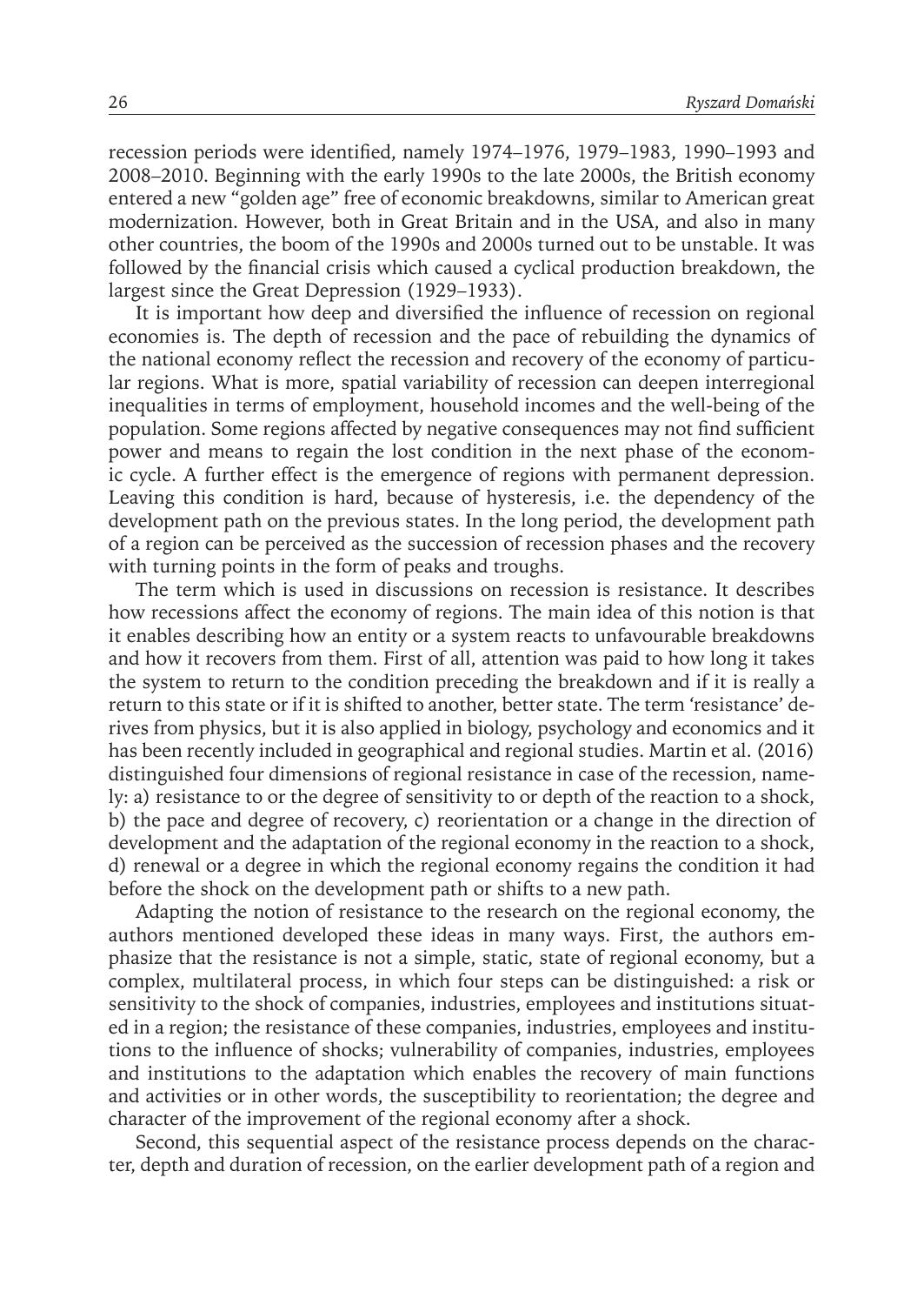recession periods were identified, namely 1974–1976, 1979–1983, 1990–1993 and 2008–2010. Beginning with the early 1990s to the late 2000s, the British economy entered a new "golden age" free of economic breakdowns, similar to American great modernization. However, both in Great Britain and in the USA, and also in many other countries, the boom of the 1990s and 2000s turned out to be unstable. It was followed by the financial crisis which caused a cyclical production breakdown, the largest since the Great Depression (1929–1933).

It is important how deep and diversified the influence of recession on regional economies is. The depth of recession and the pace of rebuilding the dynamics of the national economy reflect the recession and recovery of the economy of particular regions. What is more, spatial variability of recession can deepen interregional inequalities in terms of employment, household incomes and the well-being of the population. Some regions affected by negative consequences may not find sufficient power and means to regain the lost condition in the next phase of the economic cycle. A further effect is the emergence of regions with permanent depression. Leaving this condition is hard, because of hysteresis, i.e. the dependency of the development path on the previous states. In the long period, the development path of a region can be perceived as the succession of recession phases and the recovery with turning points in the form of peaks and troughs.

The term which is used in discussions on recession is resistance. It describes how recessions affect the economy of regions. The main idea of this notion is that it enables describing how an entity or a system reacts to unfavourable breakdowns and how it recovers from them. First of all, attention was paid to how long it takes the system to return to the condition preceding the breakdown and if it is really a return to this state or if it is shifted to another, better state. The term 'resistance' derives from physics, but it is also applied in biology, psychology and economics and it has been recently included in geographical and regional studies. Martin et al. (2016) distinguished four dimensions of regional resistance in case of the recession, namely: a) resistance to or the degree of sensitivity to or depth of the reaction to a shock, b) the pace and degree of recovery, c) reorientation or a change in the direction of development and the adaptation of the regional economy in the reaction to a shock, d) renewal or a degree in which the regional economy regains the condition it had before the shock on the development path or shifts to a new path.

Adapting the notion of resistance to the research on the regional economy, the authors mentioned developed these ideas in many ways. First, the authors emphasize that the resistance is not a simple, static, state of regional economy, but a complex, multilateral process, in which four steps can be distinguished: a risk or sensitivity to the shock of companies, industries, employees and institutions situated in a region; the resistance of these companies, industries, employees and institutions to the influence of shocks; vulnerability of companies, industries, employees and institutions to the adaptation which enables the recovery of main functions and activities or in other words, the susceptibility to reorientation; the degree and character of the improvement of the regional economy after a shock.

Second, this sequential aspect of the resistance process depends on the character, depth and duration of recession, on the earlier development path of a region and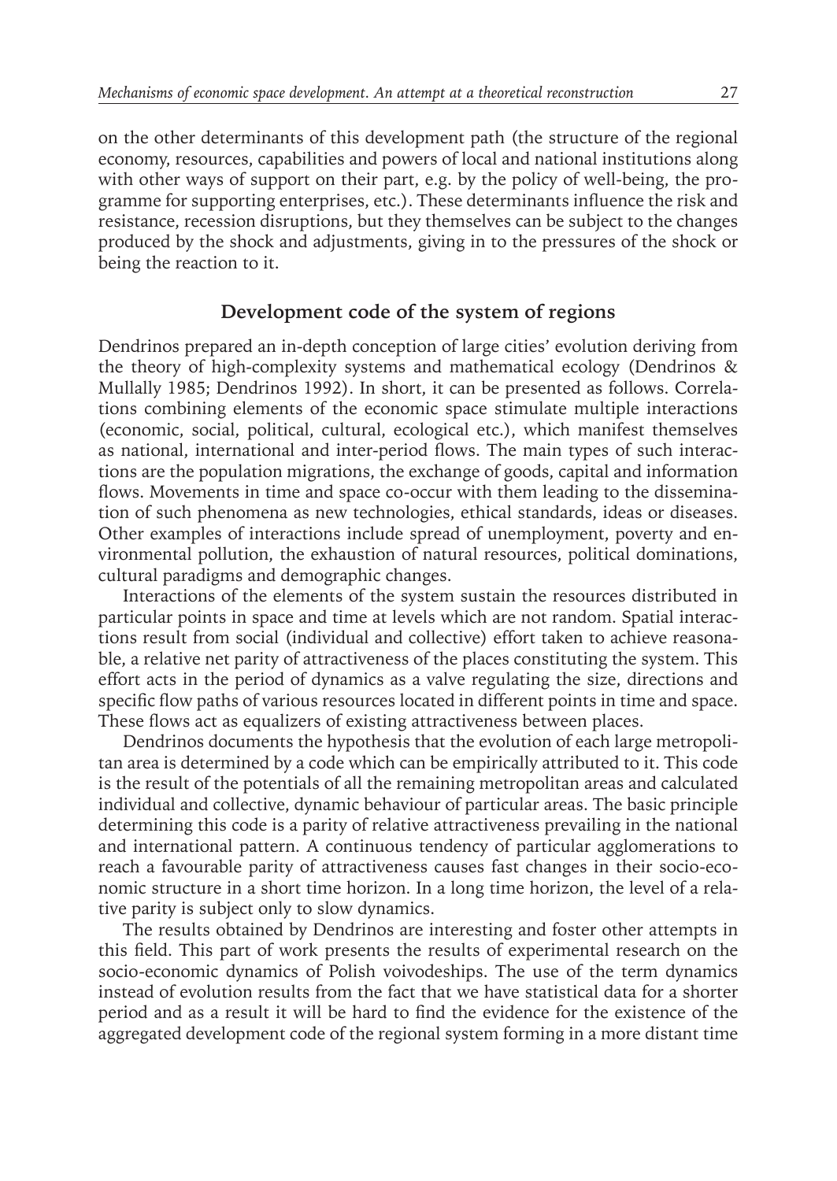on the other determinants of this development path (the structure of the regional economy, resources, capabilities and powers of local and national institutions along with other ways of support on their part, e.g. by the policy of well-being, the programme for supporting enterprises, etc.). These determinants influence the risk and resistance, recession disruptions, but they themselves can be subject to the changes produced by the shock and adjustments, giving in to the pressures of the shock or being the reaction to it.

## Development code of the system of regions

Dendrinos prepared an in-depth conception of large cities' evolution deriving from the theory of high-complexity systems and mathematical ecology (Dendrinos & Mullally 1985; Dendrinos 1992). In short, it can be presented as follows. Correlations combining elements of the economic space stimulate multiple interactions (economic, social, political, cultural, ecological etc.), which manifest themselves as national, international and inter-period flows. The main types of such interactions are the population migrations, the exchange of goods, capital and information flows. Movements in time and space co-occur with them leading to the dissemination of such phenomena as new technologies, ethical standards, ideas or diseases. Other examples of interactions include spread of unemployment, poverty and environmental pollution, the exhaustion of natural resources, political dominations, cultural paradigms and demographic changes.

Interactions of the elements of the system sustain the resources distributed in particular points in space and time at levels which are not random. Spatial interactions result from social (individual and collective) effort taken to achieve reasonable, a relative net parity of attractiveness of the places constituting the system. This effort acts in the period of dynamics as a valve regulating the size, directions and specific flow paths of various resources located in different points in time and space. These flows act as equalizers of existing attractiveness between places.

Dendrinos documents the hypothesis that the evolution of each large metropolitan area is determined by a code which can be empirically attributed to it. This code is the result of the potentials of all the remaining metropolitan areas and calculated individual and collective, dynamic behaviour of particular areas. The basic principle determining this code is a parity of relative attractiveness prevailing in the national and international pattern. A continuous tendency of particular agglomerations to reach a favourable parity of attractiveness causes fast changes in their socio-economic structure in a short time horizon. In a long time horizon, the level of a relative parity is subject only to slow dynamics.

The results obtained by Dendrinos are interesting and foster other attempts in this field. This part of work presents the results of experimental research on the socio-economic dynamics of Polish voivodeships. The use of the term dynamics instead of evolution results from the fact that we have statistical data for a shorter period and as a result it will be hard to find the evidence for the existence of the aggregated development code of the regional system forming in a more distant time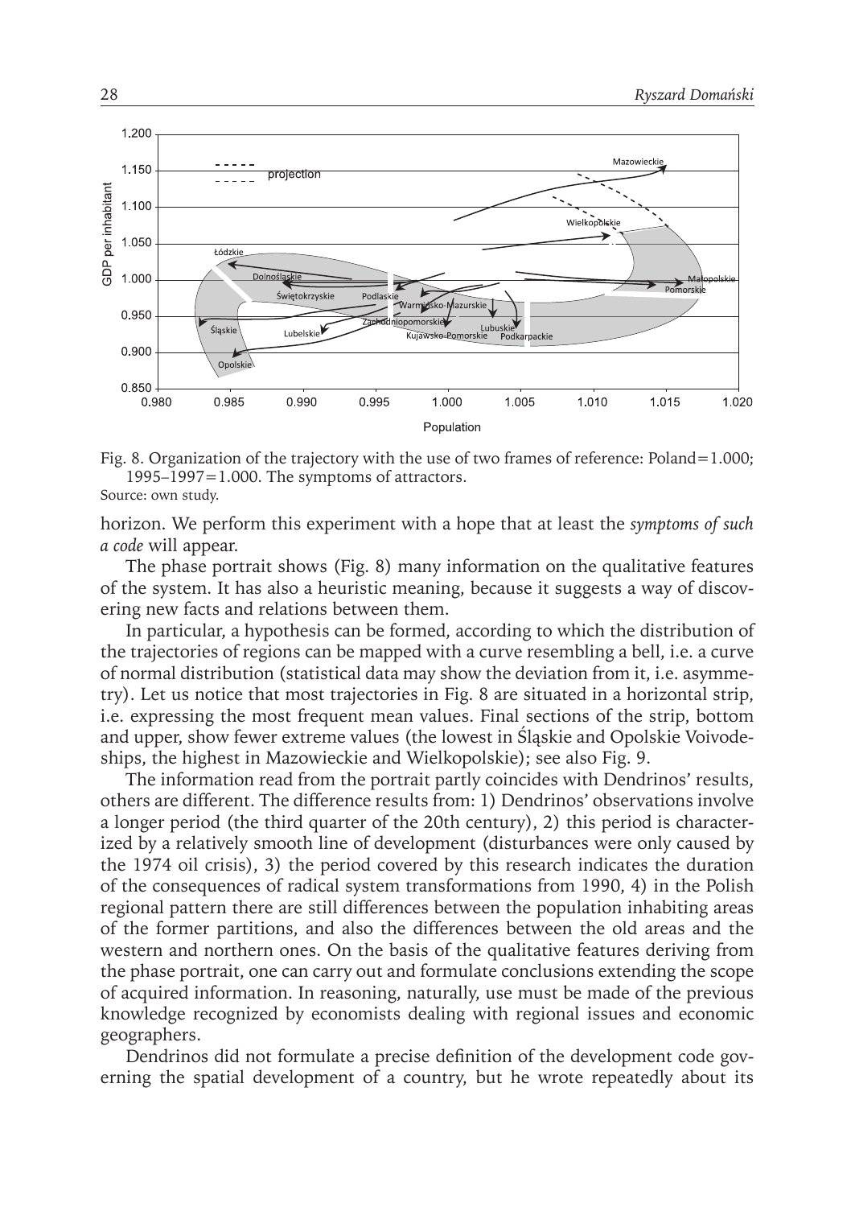Fig. 8. Organization of the trajectory with the use of two frames of reference: Poland=1.000; 1995–1997=1.000. The symptoms of attractors.
Source: own study.

horizon. We perform this experiment with a hope that at least the *symptoms of such a code* will appear.

The phase portrait shows (Fig. 8) many information on the qualitative features of the system. It has also a heuristic meaning, because it suggests a way of discovering new facts and relations between them.

In particular, a hypothesis can be formed, according to which the distribution of the trajectories of regions can be mapped with a curve resembling a bell, i.e. a curve of normal distribution (statistical data may show the deviation from it, i.e. asymmetry). Let us notice that most trajectories in Fig. 8 are situated in a horizontal strip, i.e. expressing the most frequent mean values. Final sections of the strip, bottom and upper, show fewer extreme values (the lowest in Śląskie and Opolskie Voivodeships, the highest in Mazowieckie and Wielkopolskie); see also Fig. 9.

The information read from the portrait partly coincides with Dendrinos' results, others are different. The difference results from: 1) Dendrinos' observations involve a longer period (the third quarter of the 20th century), 2) this period is characterized by a relatively smooth line of development (disturbances were only caused by the 1974 oil crisis), 3) the period covered by this research indicates the duration of the consequences of radical system transformations from 1990, 4) in the Polish regional pattern there are still differences between the population inhabiting areas of the former partitions, and also the differences between the old areas and the western and northern ones. On the basis of the qualitative features deriving from the phase portrait, one can carry out and formulate conclusions extending the scope of acquired information. In reasoning, naturally, use must be made of the previous knowledge recognized by economists dealing with regional issues and economic geographers.

Dendrinos did not formulate a precise definition of the development code governing the spatial development of a country, but he wrote repeatedly about its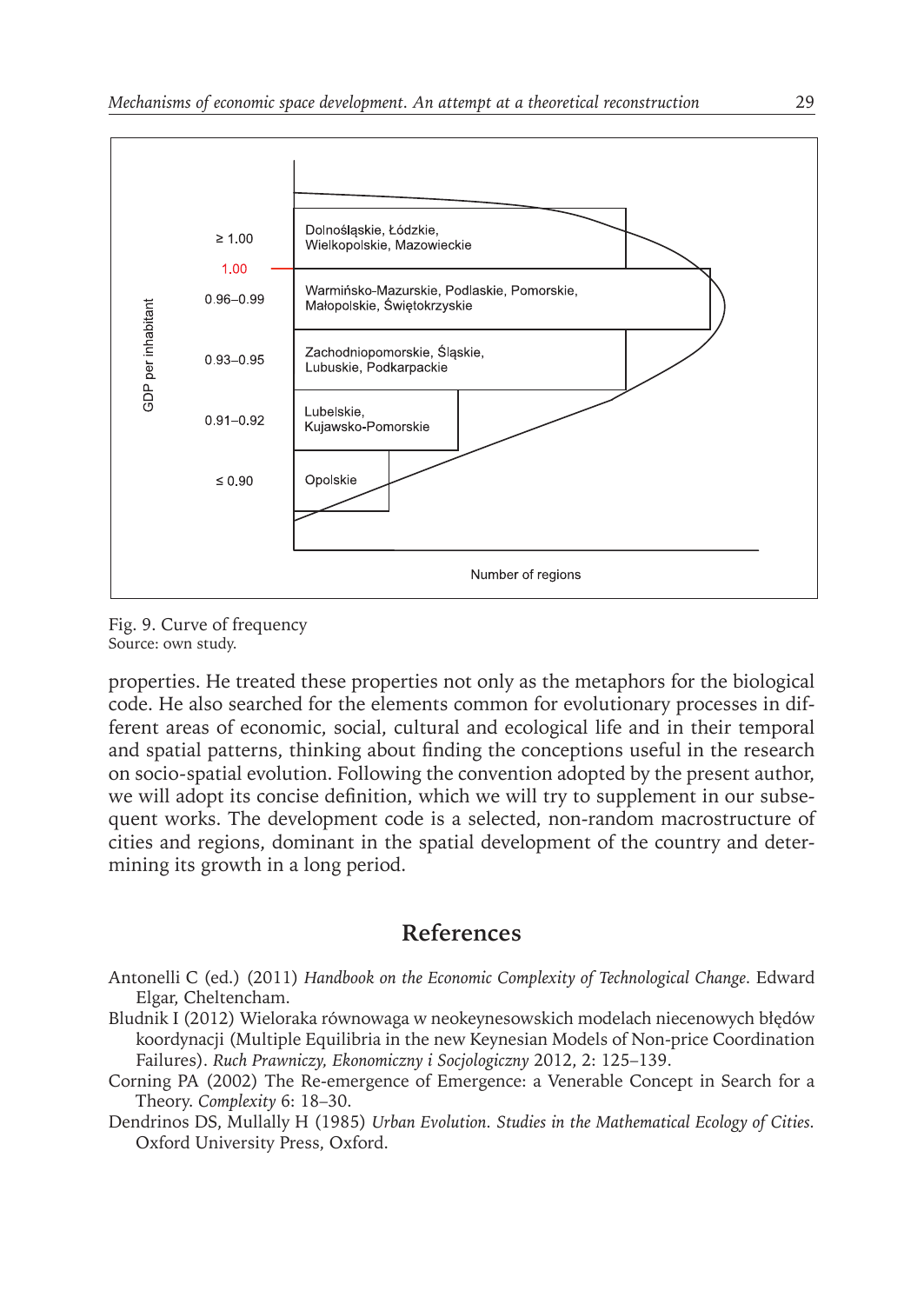| GDP per inhabitant | Regions |
| --- | --- |
| ≥ 1.00 | Dolnośląskie, Łódzkie, Wielkopolskie, Mazowieckie |
| 1.00 | |
| 0.96–0.99 | Warmińsko-Mazurskie, Podlaskie, Pomorskie, Małopolskie, Świętokrzyskie |
| 0.93–0.95 | Zachodniopomorskie, Śląskie, Lubuskie, Podkarpackie |
| 0.91–0.92 | Lubelskie, Kujawsko-Pomorskie |
| ≤ 0.90 | Opolskie |

Number of regions

Fig. 9. Curve of frequency
Source: own study.

properties. He treated these properties not only as the metaphors for the biological code. He also searched for the elements common for evolutionary processes in different areas of economic, social, cultural and ecological life and in their temporal and spatial patterns, thinking about finding the conceptions useful in the research on socio-spatial evolution. Following the convention adopted by the present author, we will adopt its concise definition, which we will try to supplement in our subsequent works. The development code is a selected, non-random macrostructure of cities and regions, dominant in the spatial development of the country and determining its growth in a long period.

## References

Antonelli C (ed.) (2011) *Handbook on the Economic Complexity of Technological Change*. Edward Elgar, Cheltencham.

Bludnik I (2012) Wieloraka równowaga w neokeynesowskich modelach niecenowych błędów koordynacji (Multiple Equilibria in the new Keynesian Models of Non-price Coordination Failures). *Ruch Prawniczy, Ekonomiczny i Socjologiczny* 2012, 2: 125–139.

Corning PA (2002) The Re-emergence of Emergence: a Venerable Concept in Search for a Theory. *Complexity* 6: 18–30.

Dendrinos DS, Mullally H (1985) *Urban Evolution. Studies in the Mathematical Ecology of Cities.* Oxford University Press, Oxford.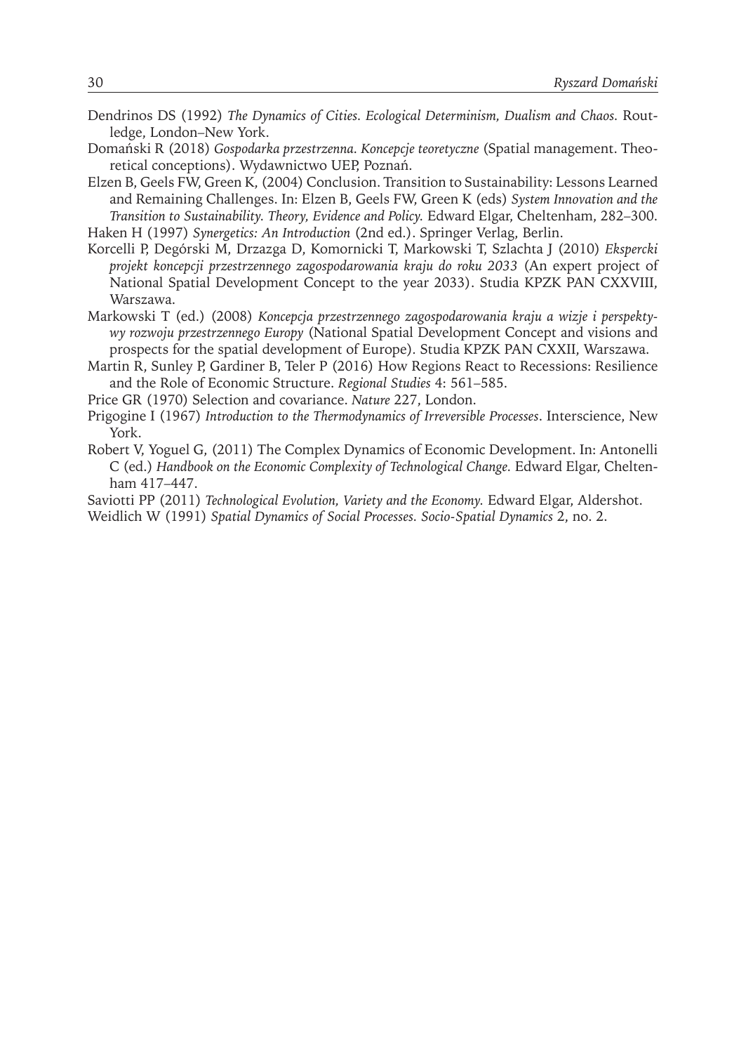Dendrinos DS (1992) *The Dynamics of Cities. Ecological Determinism, Dualism and Chaos.* Routledge, London–New York.

Domański R (2018) *Gospodarka przestrzenna. Koncepcje teoretyczne* (Spatial management. Theoretical conceptions). Wydawnictwo UEP, Poznań.

Elzen B, Geels FW, Green K, (2004) Conclusion. Transition to Sustainability: Lessons Learned and Remaining Challenges. In: Elzen B, Geels FW, Green K (eds) *System Innovation and the Transition to Sustainability. Theory, Evidence and Policy.* Edward Elgar, Cheltenham, 282–300.

Haken H (1997) *Synergetics: An Introduction* (2nd ed.). Springer Verlag, Berlin.

Korcelli P, Degórski M, Drzazga D, Komornicki T, Markowski T, Szlachta J (2010) *Ekspercki projekt koncepcji przestrzennego zagospodarowania kraju do roku 2033* (An expert project of National Spatial Development Concept to the year 2033). Studia KPZK PAN CXXVIII, Warszawa.

Markowski T (ed.) (2008) *Koncepcja przestrzennego zagospodarowania kraju a wizje i perspektywy rozwoju przestrzennego Europy* (National Spatial Development Concept and visions and prospects for the spatial development of Europe). Studia KPZK PAN CXXII, Warszawa.

Martin R, Sunley P, Gardiner B, Teler P (2016) How Regions React to Recessions: Resilience and the Role of Economic Structure. *Regional Studies* 4: 561–585.

Price GR (1970) Selection and covariance. *Nature* 227, London.

Prigogine I (1967) *Introduction to the Thermodynamics of Irreversible Processes*. Interscience, New York.

Robert V, Yoguel G, (2011) The Complex Dynamics of Economic Development. In: Antonelli C (ed.) *Handbook on the Economic Complexity of Technological Change.* Edward Elgar, Cheltenham 417–447.

Saviotti PP (2011) *Technological Evolution, Variety and the Economy.* Edward Elgar, Aldershot.

Weidlich W (1991) *Spatial Dynamics of Social Processes. Socio-Spatial Dynamics* 2, no. 2.